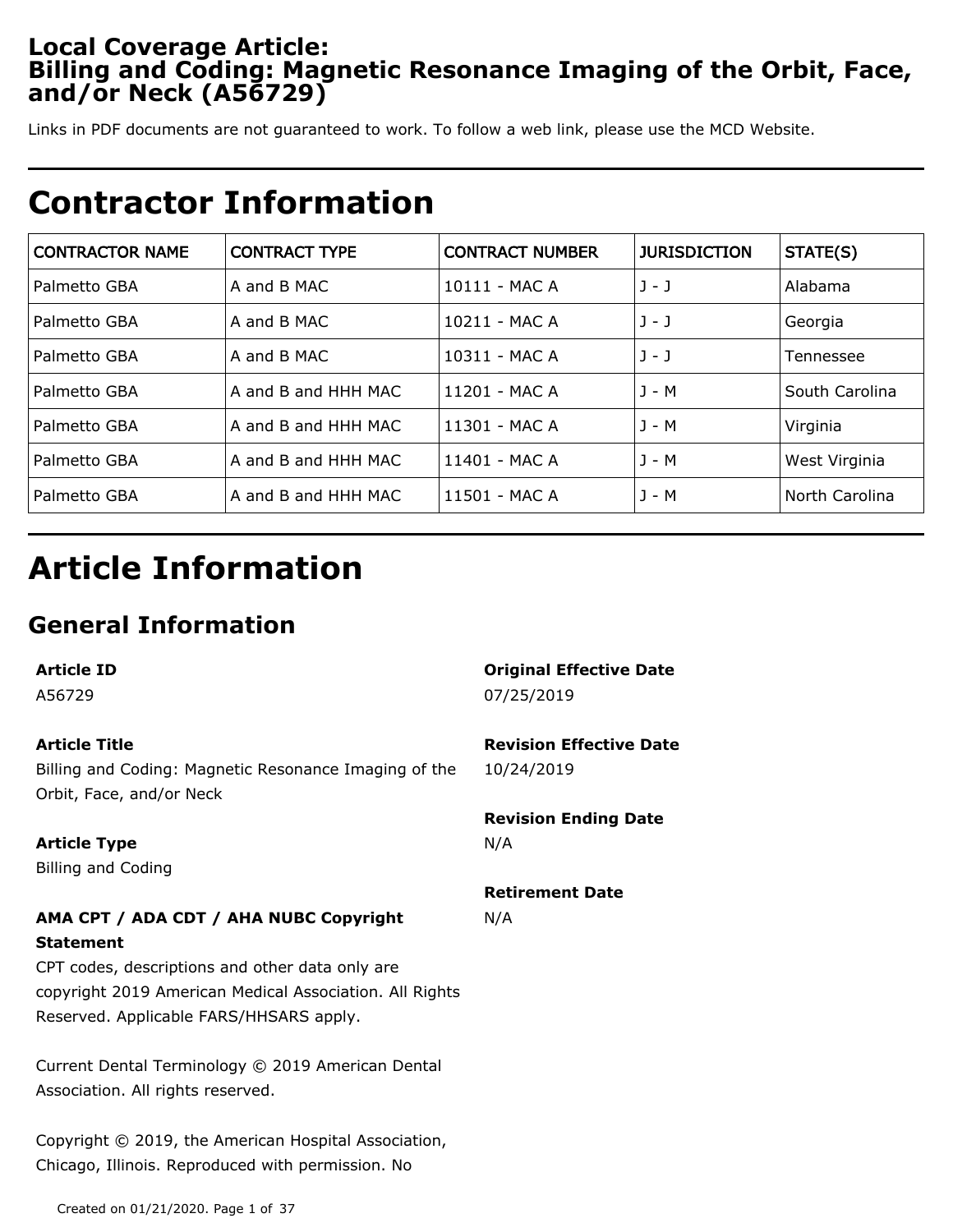# Local Coverage Article: Billing and Coding: Magnetic Resonance Imaging of the Orbit, Face, and/or Neck (A56729)

Links in PDF documents are not guaranteed to work. To follow a web link, please use the MCD Website.

## Contractor Information

| CONTRACTOR NAME | CONTRACT TYPE | CONTRACT NUMBER | JURISDICTION | STATE(S) |
| --- | --- | --- | --- | --- |
| Palmetto GBA | A and B MAC | 10111 - MAC A | J - J | Alabama |
| Palmetto GBA | A and B MAC | 10211 - MAC A | J - J | Georgia |
| Palmetto GBA | A and B MAC | 10311 - MAC A | J - J | Tennessee |
| Palmetto GBA | A and B and HHH MAC | 11201 - MAC A | J - M | South Carolina |
| Palmetto GBA | A and B and HHH MAC | 11301 - MAC A | J - M | Virginia |
| Palmetto GBA | A and B and HHH MAC | 11401 - MAC A | J - M | West Virginia |
| Palmetto GBA | A and B and HHH MAC | 11501 - MAC A | J - M | North Carolina |

## Article Information

### General Information

**Article ID**
A56729

**Article Title**
Billing and Coding: Magnetic Resonance Imaging of the Orbit, Face, and/or Neck

**Article Type**
Billing and Coding

**AMA CPT / ADA CDT / AHA NUBC Copyright Statement**
CPT codes, descriptions and other data only are copyright 2019 American Medical Association. All Rights Reserved. Applicable FARS/HHSARS apply.

Current Dental Terminology © 2019 American Dental Association. All rights reserved.

Copyright © 2019, the American Hospital Association, Chicago, Illinois. Reproduced with permission. No

**Original Effective Date**
07/25/2019

**Revision Effective Date**
10/24/2019

**Revision Ending Date**
N/A

**Retirement Date**
N/A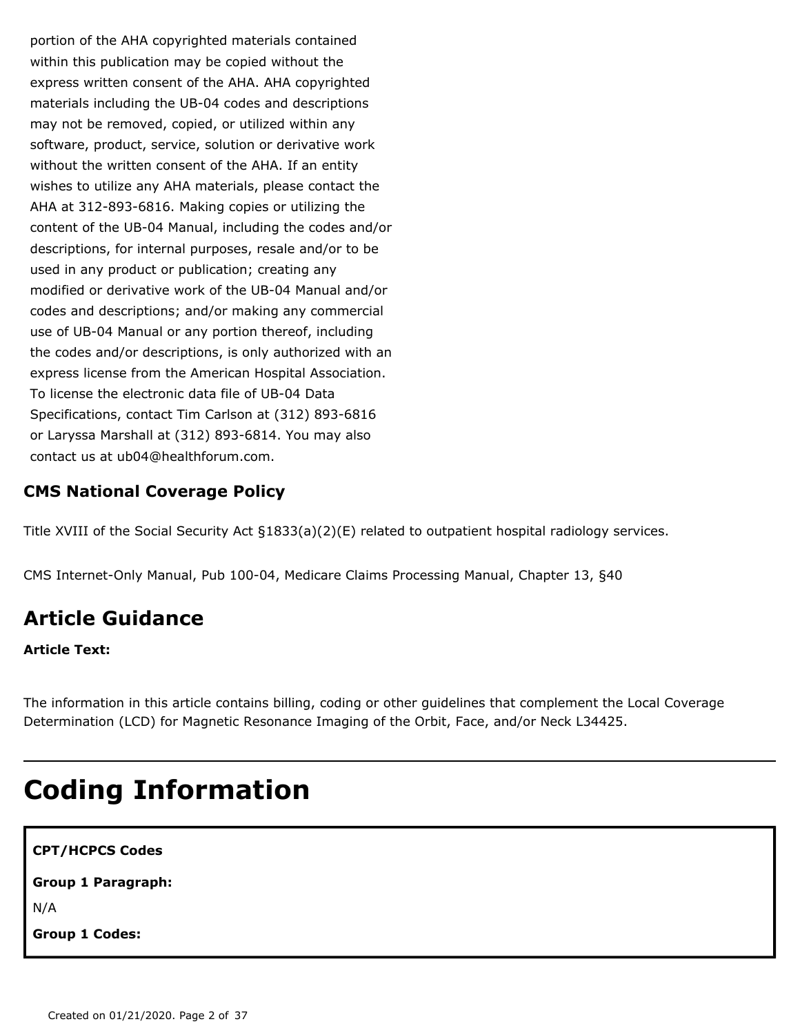portion of the AHA copyrighted materials contained within this publication may be copied without the express written consent of the AHA. AHA copyrighted materials including the UB-04 codes and descriptions may not be removed, copied, or utilized within any software, product, service, solution or derivative work without the written consent of the AHA. If an entity wishes to utilize any AHA materials, please contact the AHA at 312-893-6816. Making copies or utilizing the content of the UB-04 Manual, including the codes and/or descriptions, for internal purposes, resale and/or to be used in any product or publication; creating any modified or derivative work of the UB-04 Manual and/or codes and descriptions; and/or making any commercial use of UB-04 Manual or any portion thereof, including the codes and/or descriptions, is only authorized with an express license from the American Hospital Association. To license the electronic data file of UB-04 Data Specifications, contact Tim Carlson at (312) 893-6816 or Laryssa Marshall at (312) 893-6814. You may also contact us at ub04@healthforum.com.

### CMS National Coverage Policy

Title XVIII of the Social Security Act §1833(a)(2)(E) related to outpatient hospital radiology services.

CMS Internet-Only Manual, Pub 100-04, Medicare Claims Processing Manual, Chapter 13, §40

## Article Guidance

**Article Text:**

The information in this article contains billing, coding or other guidelines that complement the Local Coverage Determination (LCD) for Magnetic Resonance Imaging of the Orbit, Face, and/or Neck L34425.

---

# Coding Information

**CPT/HCPCS Codes**

**Group 1 Paragraph:**

N/A

**Group 1 Codes:**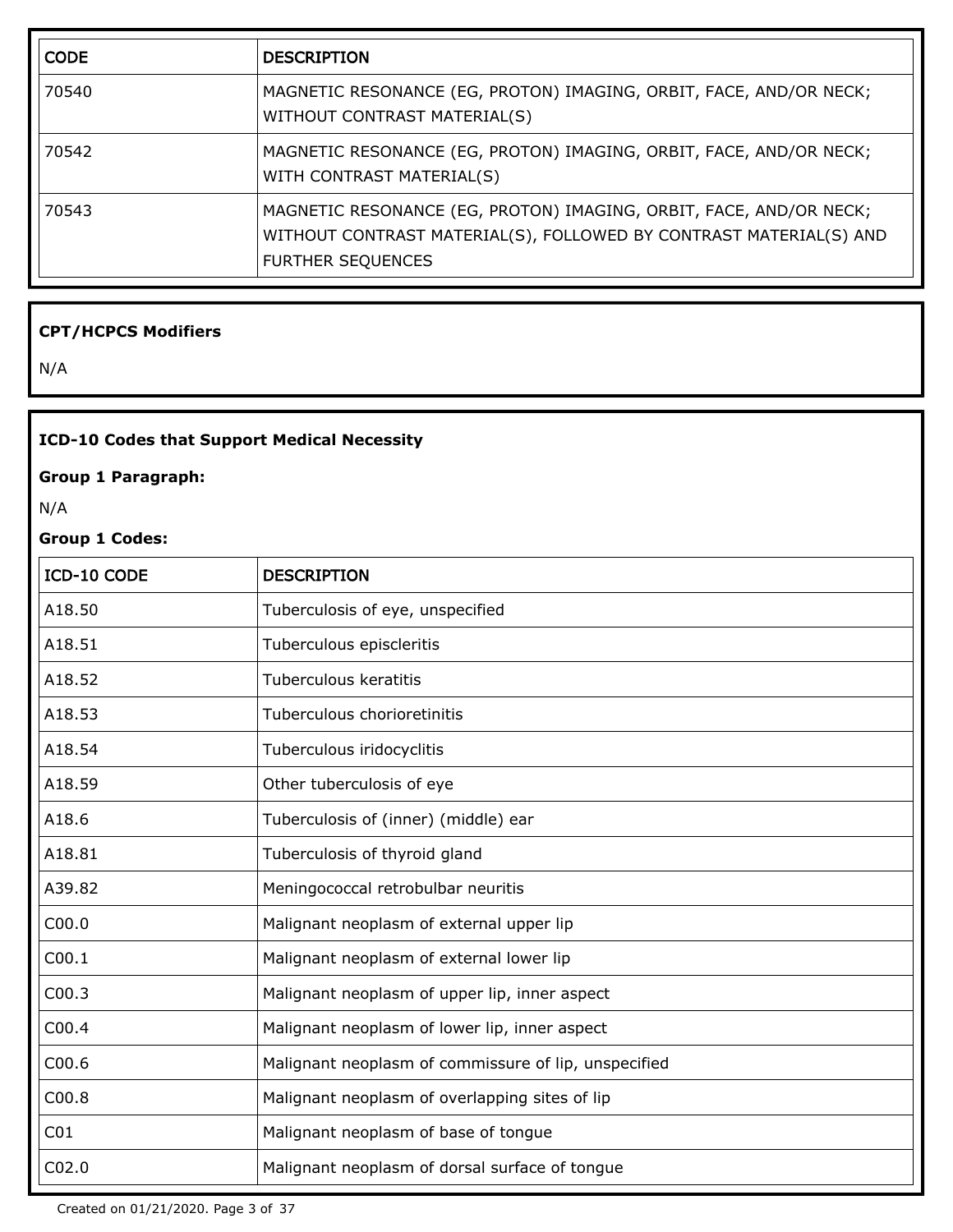| CODE | DESCRIPTION |
| --- | --- |
| 70540 | MAGNETIC RESONANCE (EG, PROTON) IMAGING, ORBIT, FACE, AND/OR NECK; WITHOUT CONTRAST MATERIAL(S) |
| 70542 | MAGNETIC RESONANCE (EG, PROTON) IMAGING, ORBIT, FACE, AND/OR NECK; WITH CONTRAST MATERIAL(S) |
| 70543 | MAGNETIC RESONANCE (EG, PROTON) IMAGING, ORBIT, FACE, AND/OR NECK; WITHOUT CONTRAST MATERIAL(S), FOLLOWED BY CONTRAST MATERIAL(S) AND FURTHER SEQUENCES |

**CPT/HCPCS Modifiers**

N/A

**ICD-10 Codes that Support Medical Necessity**

**Group 1 Paragraph:**

N/A

**Group 1 Codes:**

| ICD-10 CODE | DESCRIPTION |
| --- | --- |
| A18.50 | Tuberculosis of eye, unspecified |
| A18.51 | Tuberculous episcleritis |
| A18.52 | Tuberculous keratitis |
| A18.53 | Tuberculous chorioretinitis |
| A18.54 | Tuberculous iridocyclitis |
| A18.59 | Other tuberculosis of eye |
| A18.6 | Tuberculosis of (inner) (middle) ear |
| A18.81 | Tuberculosis of thyroid gland |
| A39.82 | Meningococcal retrobulbar neuritis |
| C00.0 | Malignant neoplasm of external upper lip |
| C00.1 | Malignant neoplasm of external lower lip |
| C00.3 | Malignant neoplasm of upper lip, inner aspect |
| C00.4 | Malignant neoplasm of lower lip, inner aspect |
| C00.6 | Malignant neoplasm of commissure of lip, unspecified |
| C00.8 | Malignant neoplasm of overlapping sites of lip |
| C01 | Malignant neoplasm of base of tongue |
| C02.0 | Malignant neoplasm of dorsal surface of tongue |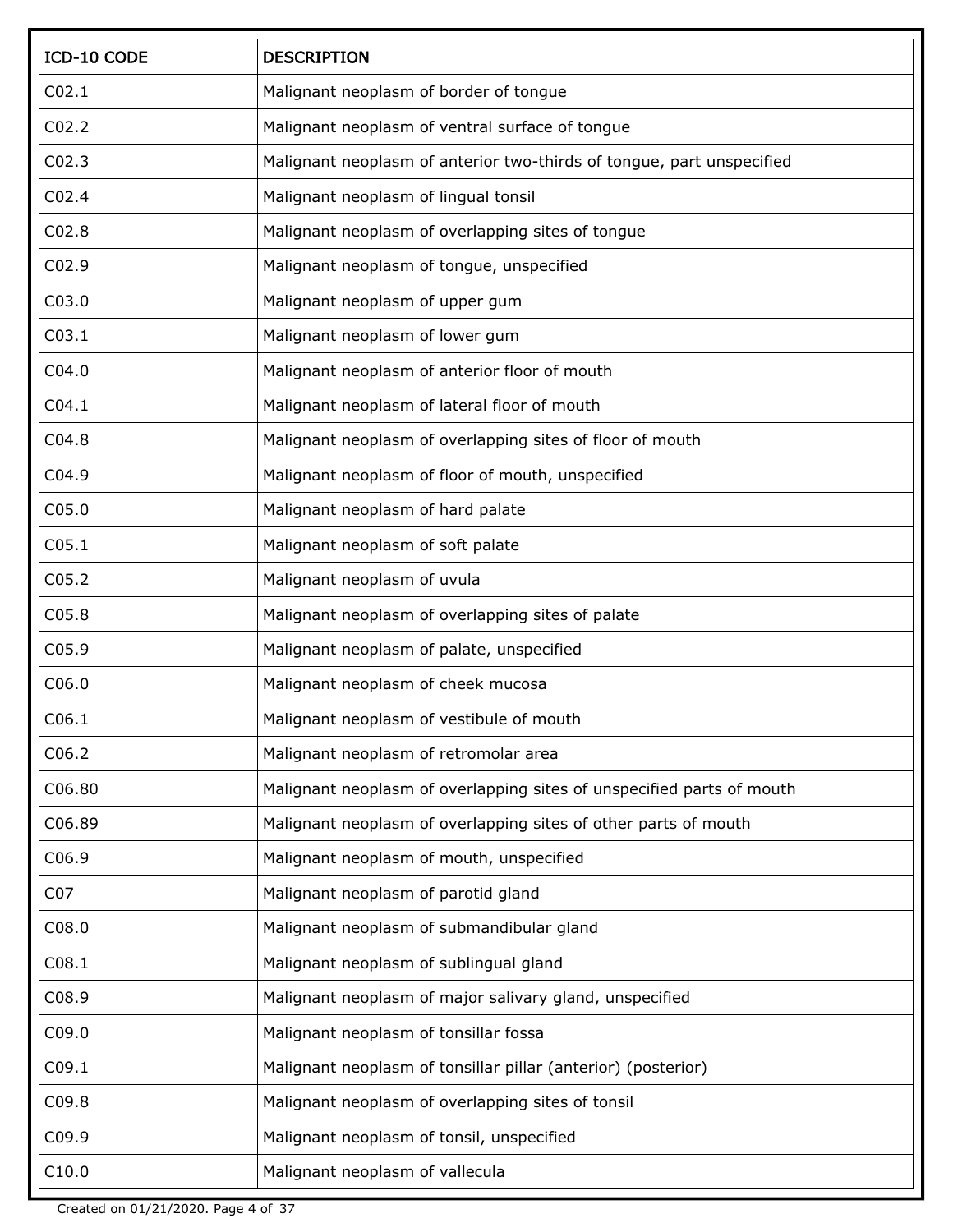| ICD-10 CODE | DESCRIPTION |
| --- | --- |
| C02.1 | Malignant neoplasm of border of tongue |
| C02.2 | Malignant neoplasm of ventral surface of tongue |
| C02.3 | Malignant neoplasm of anterior two-thirds of tongue, part unspecified |
| C02.4 | Malignant neoplasm of lingual tonsil |
| C02.8 | Malignant neoplasm of overlapping sites of tongue |
| C02.9 | Malignant neoplasm of tongue, unspecified |
| C03.0 | Malignant neoplasm of upper gum |
| C03.1 | Malignant neoplasm of lower gum |
| C04.0 | Malignant neoplasm of anterior floor of mouth |
| C04.1 | Malignant neoplasm of lateral floor of mouth |
| C04.8 | Malignant neoplasm of overlapping sites of floor of mouth |
| C04.9 | Malignant neoplasm of floor of mouth, unspecified |
| C05.0 | Malignant neoplasm of hard palate |
| C05.1 | Malignant neoplasm of soft palate |
| C05.2 | Malignant neoplasm of uvula |
| C05.8 | Malignant neoplasm of overlapping sites of palate |
| C05.9 | Malignant neoplasm of palate, unspecified |
| C06.0 | Malignant neoplasm of cheek mucosa |
| C06.1 | Malignant neoplasm of vestibule of mouth |
| C06.2 | Malignant neoplasm of retromolar area |
| C06.80 | Malignant neoplasm of overlapping sites of unspecified parts of mouth |
| C06.89 | Malignant neoplasm of overlapping sites of other parts of mouth |
| C06.9 | Malignant neoplasm of mouth, unspecified |
| C07 | Malignant neoplasm of parotid gland |
| C08.0 | Malignant neoplasm of submandibular gland |
| C08.1 | Malignant neoplasm of sublingual gland |
| C08.9 | Malignant neoplasm of major salivary gland, unspecified |
| C09.0 | Malignant neoplasm of tonsillar fossa |
| C09.1 | Malignant neoplasm of tonsillar pillar (anterior) (posterior) |
| C09.8 | Malignant neoplasm of overlapping sites of tonsil |
| C09.9 | Malignant neoplasm of tonsil, unspecified |
| C10.0 | Malignant neoplasm of vallecula |

Created on 01/21/2020.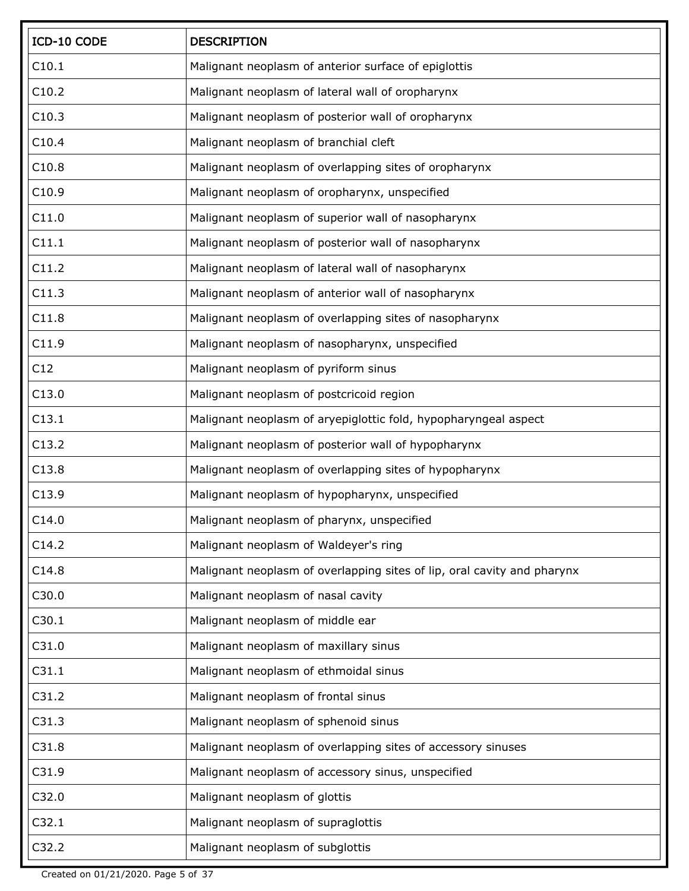| ICD-10 CODE | DESCRIPTION |
| --- | --- |
| C10.1 | Malignant neoplasm of anterior surface of epiglottis |
| C10.2 | Malignant neoplasm of lateral wall of oropharynx |
| C10.3 | Malignant neoplasm of posterior wall of oropharynx |
| C10.4 | Malignant neoplasm of branchial cleft |
| C10.8 | Malignant neoplasm of overlapping sites of oropharynx |
| C10.9 | Malignant neoplasm of oropharynx, unspecified |
| C11.0 | Malignant neoplasm of superior wall of nasopharynx |
| C11.1 | Malignant neoplasm of posterior wall of nasopharynx |
| C11.2 | Malignant neoplasm of lateral wall of nasopharynx |
| C11.3 | Malignant neoplasm of anterior wall of nasopharynx |
| C11.8 | Malignant neoplasm of overlapping sites of nasopharynx |
| C11.9 | Malignant neoplasm of nasopharynx, unspecified |
| C12 | Malignant neoplasm of pyriform sinus |
| C13.0 | Malignant neoplasm of postcricoid region |
| C13.1 | Malignant neoplasm of aryepiglottic fold, hypopharyngeal aspect |
| C13.2 | Malignant neoplasm of posterior wall of hypopharynx |
| C13.8 | Malignant neoplasm of overlapping sites of hypopharynx |
| C13.9 | Malignant neoplasm of hypopharynx, unspecified |
| C14.0 | Malignant neoplasm of pharynx, unspecified |
| C14.2 | Malignant neoplasm of Waldeyer's ring |
| C14.8 | Malignant neoplasm of overlapping sites of lip, oral cavity and pharynx |
| C30.0 | Malignant neoplasm of nasal cavity |
| C30.1 | Malignant neoplasm of middle ear |
| C31.0 | Malignant neoplasm of maxillary sinus |
| C31.1 | Malignant neoplasm of ethmoidal sinus |
| C31.2 | Malignant neoplasm of frontal sinus |
| C31.3 | Malignant neoplasm of sphenoid sinus |
| C31.8 | Malignant neoplasm of overlapping sites of accessory sinuses |
| C31.9 | Malignant neoplasm of accessory sinus, unspecified |
| C32.0 | Malignant neoplasm of glottis |
| C32.1 | Malignant neoplasm of supraglottis |
| C32.2 | Malignant neoplasm of subglottis |

Created on 01/21/2020.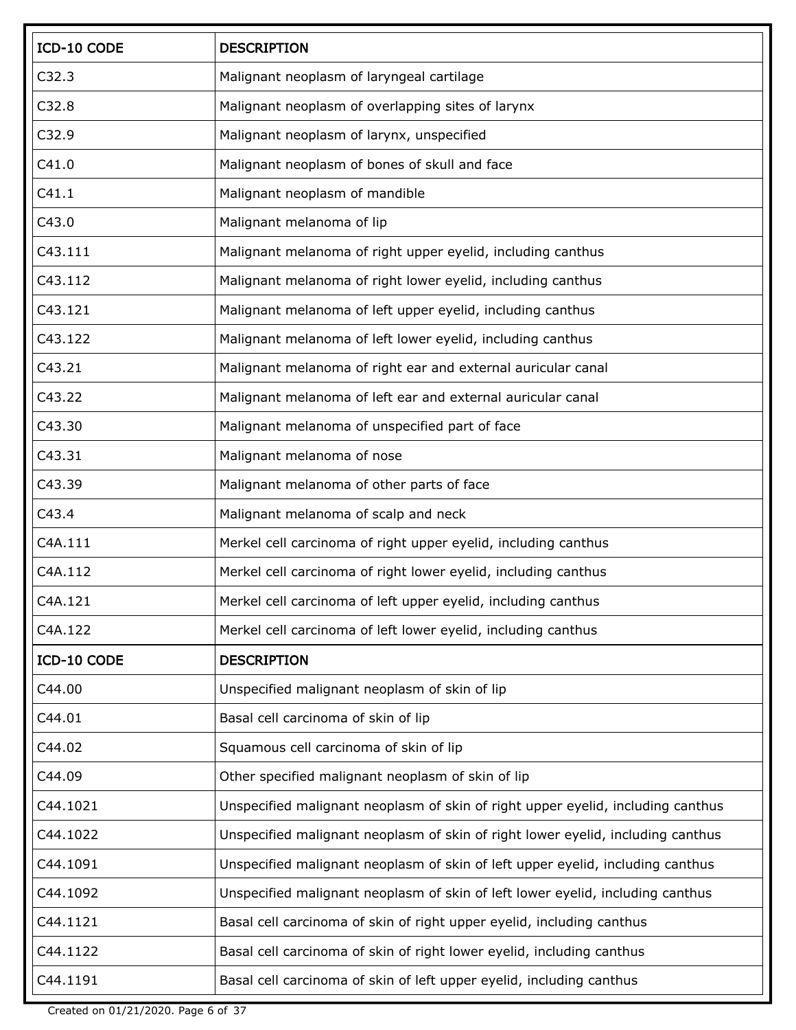| ICD-10 CODE | DESCRIPTION |
| --- | --- |
| C32.3 | Malignant neoplasm of laryngeal cartilage |
| C32.8 | Malignant neoplasm of overlapping sites of larynx |
| C32.9 | Malignant neoplasm of larynx, unspecified |
| C41.0 | Malignant neoplasm of bones of skull and face |
| C41.1 | Malignant neoplasm of mandible |
| C43.0 | Malignant melanoma of lip |
| C43.111 | Malignant melanoma of right upper eyelid, including canthus |
| C43.112 | Malignant melanoma of right lower eyelid, including canthus |
| C43.121 | Malignant melanoma of left upper eyelid, including canthus |
| C43.122 | Malignant melanoma of left lower eyelid, including canthus |
| C43.21 | Malignant melanoma of right ear and external auricular canal |
| C43.22 | Malignant melanoma of left ear and external auricular canal |
| C43.30 | Malignant melanoma of unspecified part of face |
| C43.31 | Malignant melanoma of nose |
| C43.39 | Malignant melanoma of other parts of face |
| C43.4 | Malignant melanoma of scalp and neck |
| C4A.111 | Merkel cell carcinoma of right upper eyelid, including canthus |
| C4A.112 | Merkel cell carcinoma of right lower eyelid, including canthus |
| C4A.121 | Merkel cell carcinoma of left upper eyelid, including canthus |
| C4A.122 | Merkel cell carcinoma of left lower eyelid, including canthus |
| C44.00 | Unspecified malignant neoplasm of skin of lip |
| C44.01 | Basal cell carcinoma of skin of lip |
| C44.02 | Squamous cell carcinoma of skin of lip |
| C44.09 | Other specified malignant neoplasm of skin of lip |
| C44.1021 | Unspecified malignant neoplasm of skin of right upper eyelid, including canthus |
| C44.1022 | Unspecified malignant neoplasm of skin of right lower eyelid, including canthus |
| C44.1091 | Unspecified malignant neoplasm of skin of left upper eyelid, including canthus |
| C44.1092 | Unspecified malignant neoplasm of skin of left lower eyelid, including canthus |
| C44.1121 | Basal cell carcinoma of skin of right upper eyelid, including canthus |
| C44.1122 | Basal cell carcinoma of skin of right lower eyelid, including canthus |
| C44.1191 | Basal cell carcinoma of skin of left upper eyelid, including canthus |

Created on 01/21/2020.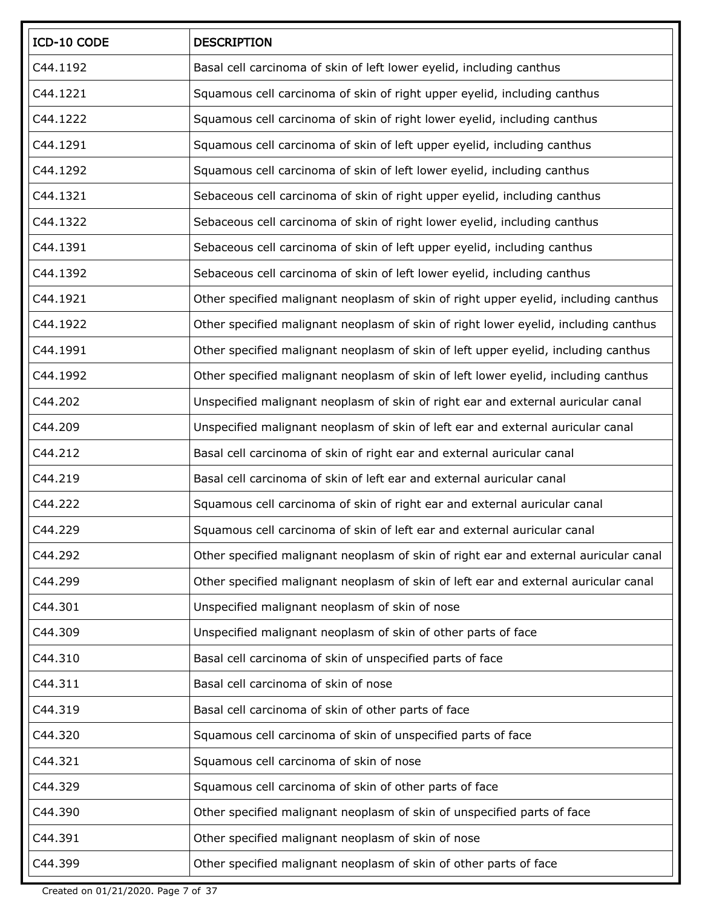| ICD-10 CODE | DESCRIPTION |
|---|---|
| C44.1192 | Basal cell carcinoma of skin of left lower eyelid, including canthus |
| C44.1221 | Squamous cell carcinoma of skin of right upper eyelid, including canthus |
| C44.1222 | Squamous cell carcinoma of skin of right lower eyelid, including canthus |
| C44.1291 | Squamous cell carcinoma of skin of left upper eyelid, including canthus |
| C44.1292 | Squamous cell carcinoma of skin of left lower eyelid, including canthus |
| C44.1321 | Sebaceous cell carcinoma of skin of right upper eyelid, including canthus |
| C44.1322 | Sebaceous cell carcinoma of skin of right lower eyelid, including canthus |
| C44.1391 | Sebaceous cell carcinoma of skin of left upper eyelid, including canthus |
| C44.1392 | Sebaceous cell carcinoma of skin of left lower eyelid, including canthus |
| C44.1921 | Other specified malignant neoplasm of skin of right upper eyelid, including canthus |
| C44.1922 | Other specified malignant neoplasm of skin of right lower eyelid, including canthus |
| C44.1991 | Other specified malignant neoplasm of skin of left upper eyelid, including canthus |
| C44.1992 | Other specified malignant neoplasm of skin of left lower eyelid, including canthus |
| C44.202 | Unspecified malignant neoplasm of skin of right ear and external auricular canal |
| C44.209 | Unspecified malignant neoplasm of skin of left ear and external auricular canal |
| C44.212 | Basal cell carcinoma of skin of right ear and external auricular canal |
| C44.219 | Basal cell carcinoma of skin of left ear and external auricular canal |
| C44.222 | Squamous cell carcinoma of skin of right ear and external auricular canal |
| C44.229 | Squamous cell carcinoma of skin of left ear and external auricular canal |
| C44.292 | Other specified malignant neoplasm of skin of right ear and external auricular canal |
| C44.299 | Other specified malignant neoplasm of skin of left ear and external auricular canal |
| C44.301 | Unspecified malignant neoplasm of skin of nose |
| C44.309 | Unspecified malignant neoplasm of skin of other parts of face |
| C44.310 | Basal cell carcinoma of skin of unspecified parts of face |
| C44.311 | Basal cell carcinoma of skin of nose |
| C44.319 | Basal cell carcinoma of skin of other parts of face |
| C44.320 | Squamous cell carcinoma of skin of unspecified parts of face |
| C44.321 | Squamous cell carcinoma of skin of nose |
| C44.329 | Squamous cell carcinoma of skin of other parts of face |
| C44.390 | Other specified malignant neoplasm of skin of unspecified parts of face |
| C44.391 | Other specified malignant neoplasm of skin of nose |
| C44.399 | Other specified malignant neoplasm of skin of other parts of face |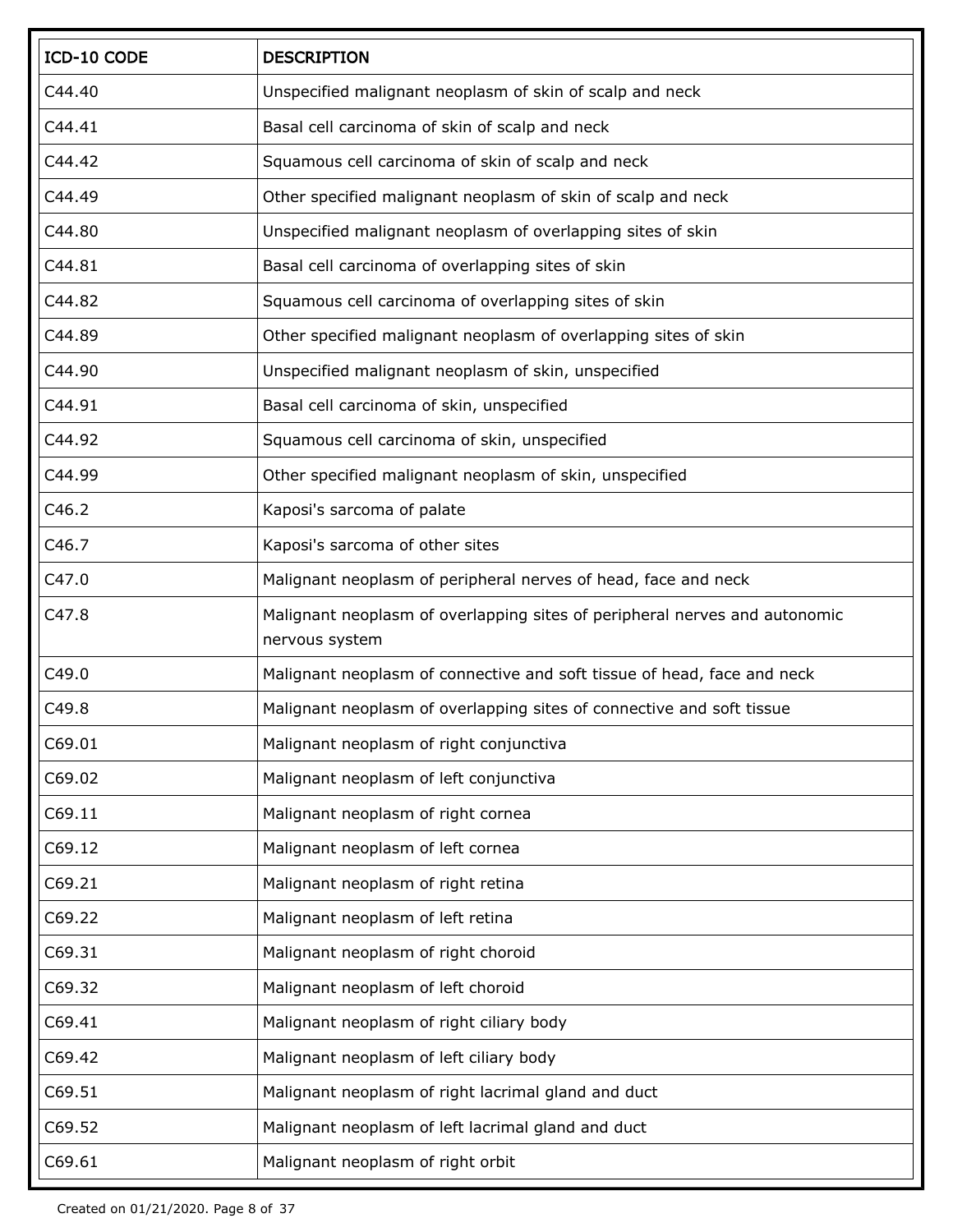| ICD-10 CODE | DESCRIPTION |
| --- | --- |
| C44.40 | Unspecified malignant neoplasm of skin of scalp and neck |
| C44.41 | Basal cell carcinoma of skin of scalp and neck |
| C44.42 | Squamous cell carcinoma of skin of scalp and neck |
| C44.49 | Other specified malignant neoplasm of skin of scalp and neck |
| C44.80 | Unspecified malignant neoplasm of overlapping sites of skin |
| C44.81 | Basal cell carcinoma of overlapping sites of skin |
| C44.82 | Squamous cell carcinoma of overlapping sites of skin |
| C44.89 | Other specified malignant neoplasm of overlapping sites of skin |
| C44.90 | Unspecified malignant neoplasm of skin, unspecified |
| C44.91 | Basal cell carcinoma of skin, unspecified |
| C44.92 | Squamous cell carcinoma of skin, unspecified |
| C44.99 | Other specified malignant neoplasm of skin, unspecified |
| C46.2 | Kaposi's sarcoma of palate |
| C46.7 | Kaposi's sarcoma of other sites |
| C47.0 | Malignant neoplasm of peripheral nerves of head, face and neck |
| C47.8 | Malignant neoplasm of overlapping sites of peripheral nerves and autonomic nervous system |
| C49.0 | Malignant neoplasm of connective and soft tissue of head, face and neck |
| C49.8 | Malignant neoplasm of overlapping sites of connective and soft tissue |
| C69.01 | Malignant neoplasm of right conjunctiva |
| C69.02 | Malignant neoplasm of left conjunctiva |
| C69.11 | Malignant neoplasm of right cornea |
| C69.12 | Malignant neoplasm of left cornea |
| C69.21 | Malignant neoplasm of right retina |
| C69.22 | Malignant neoplasm of left retina |
| C69.31 | Malignant neoplasm of right choroid |
| C69.32 | Malignant neoplasm of left choroid |
| C69.41 | Malignant neoplasm of right ciliary body |
| C69.42 | Malignant neoplasm of left ciliary body |
| C69.51 | Malignant neoplasm of right lacrimal gland and duct |
| C69.52 | Malignant neoplasm of left lacrimal gland and duct |
| C69.61 | Malignant neoplasm of right orbit |

Created on 01/21/2020.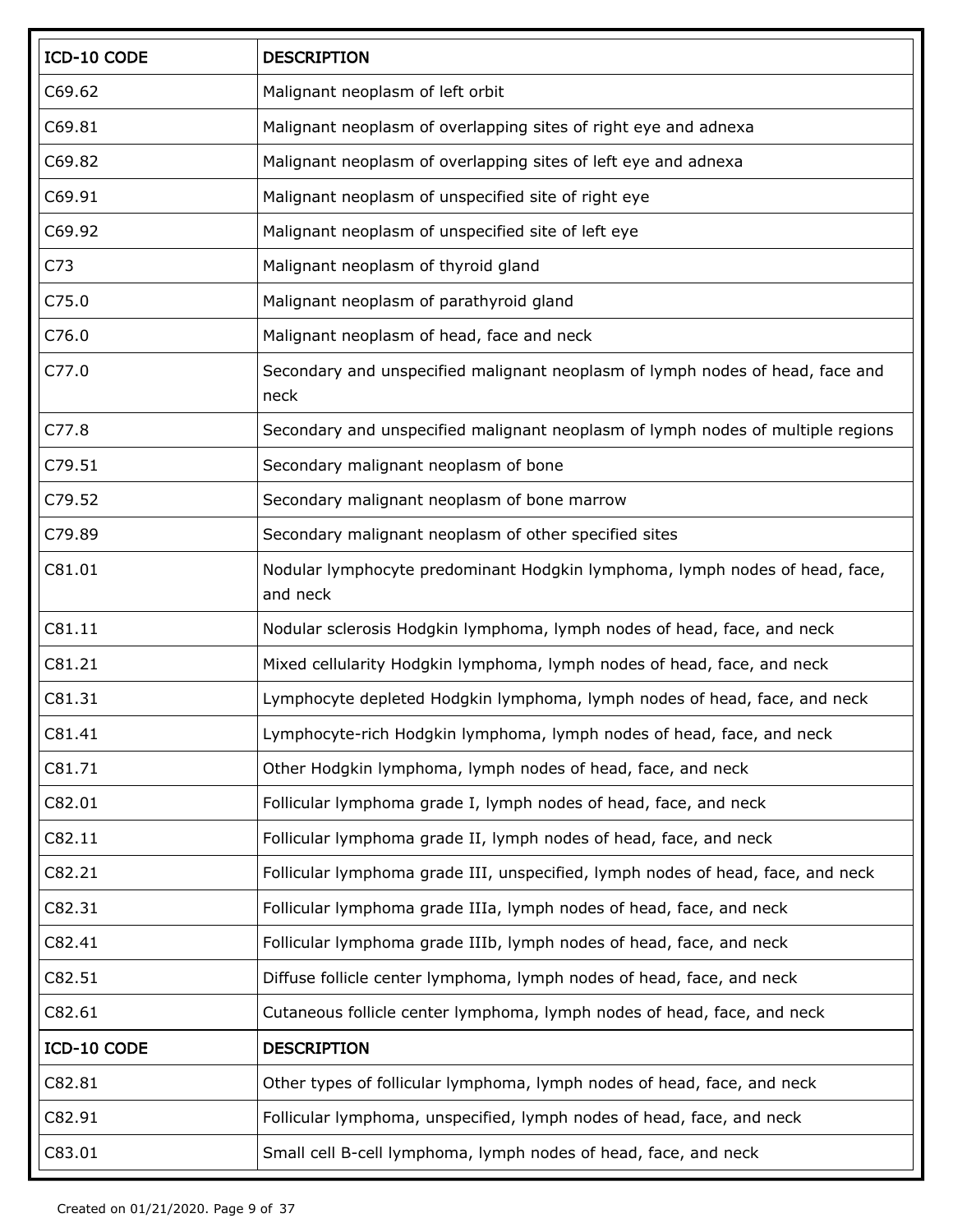| ICD-10 CODE | DESCRIPTION |
|---|---|
| C69.62 | Malignant neoplasm of left orbit |
| C69.81 | Malignant neoplasm of overlapping sites of right eye and adnexa |
| C69.82 | Malignant neoplasm of overlapping sites of left eye and adnexa |
| C69.91 | Malignant neoplasm of unspecified site of right eye |
| C69.92 | Malignant neoplasm of unspecified site of left eye |
| C73 | Malignant neoplasm of thyroid gland |
| C75.0 | Malignant neoplasm of parathyroid gland |
| C76.0 | Malignant neoplasm of head, face and neck |
| C77.0 | Secondary and unspecified malignant neoplasm of lymph nodes of head, face and neck |
| C77.8 | Secondary and unspecified malignant neoplasm of lymph nodes of multiple regions |
| C79.51 | Secondary malignant neoplasm of bone |
| C79.52 | Secondary malignant neoplasm of bone marrow |
| C79.89 | Secondary malignant neoplasm of other specified sites |
| C81.01 | Nodular lymphocyte predominant Hodgkin lymphoma, lymph nodes of head, face, and neck |
| C81.11 | Nodular sclerosis Hodgkin lymphoma, lymph nodes of head, face, and neck |
| C81.21 | Mixed cellularity Hodgkin lymphoma, lymph nodes of head, face, and neck |
| C81.31 | Lymphocyte depleted Hodgkin lymphoma, lymph nodes of head, face, and neck |
| C81.41 | Lymphocyte-rich Hodgkin lymphoma, lymph nodes of head, face, and neck |
| C81.71 | Other Hodgkin lymphoma, lymph nodes of head, face, and neck |
| C82.01 | Follicular lymphoma grade I, lymph nodes of head, face, and neck |
| C82.11 | Follicular lymphoma grade II, lymph nodes of head, face, and neck |
| C82.21 | Follicular lymphoma grade III, unspecified, lymph nodes of head, face, and neck |
| C82.31 | Follicular lymphoma grade IIIa, lymph nodes of head, face, and neck |
| C82.41 | Follicular lymphoma grade IIIb, lymph nodes of head, face, and neck |
| C82.51 | Diffuse follicle center lymphoma, lymph nodes of head, face, and neck |
| C82.61 | Cutaneous follicle center lymphoma, lymph nodes of head, face, and neck |
| C82.81 | Other types of follicular lymphoma, lymph nodes of head, face, and neck |
| C82.91 | Follicular lymphoma, unspecified, lymph nodes of head, face, and neck |
| C83.01 | Small cell B-cell lymphoma, lymph nodes of head, face, and neck |

Created on 01/21/2020.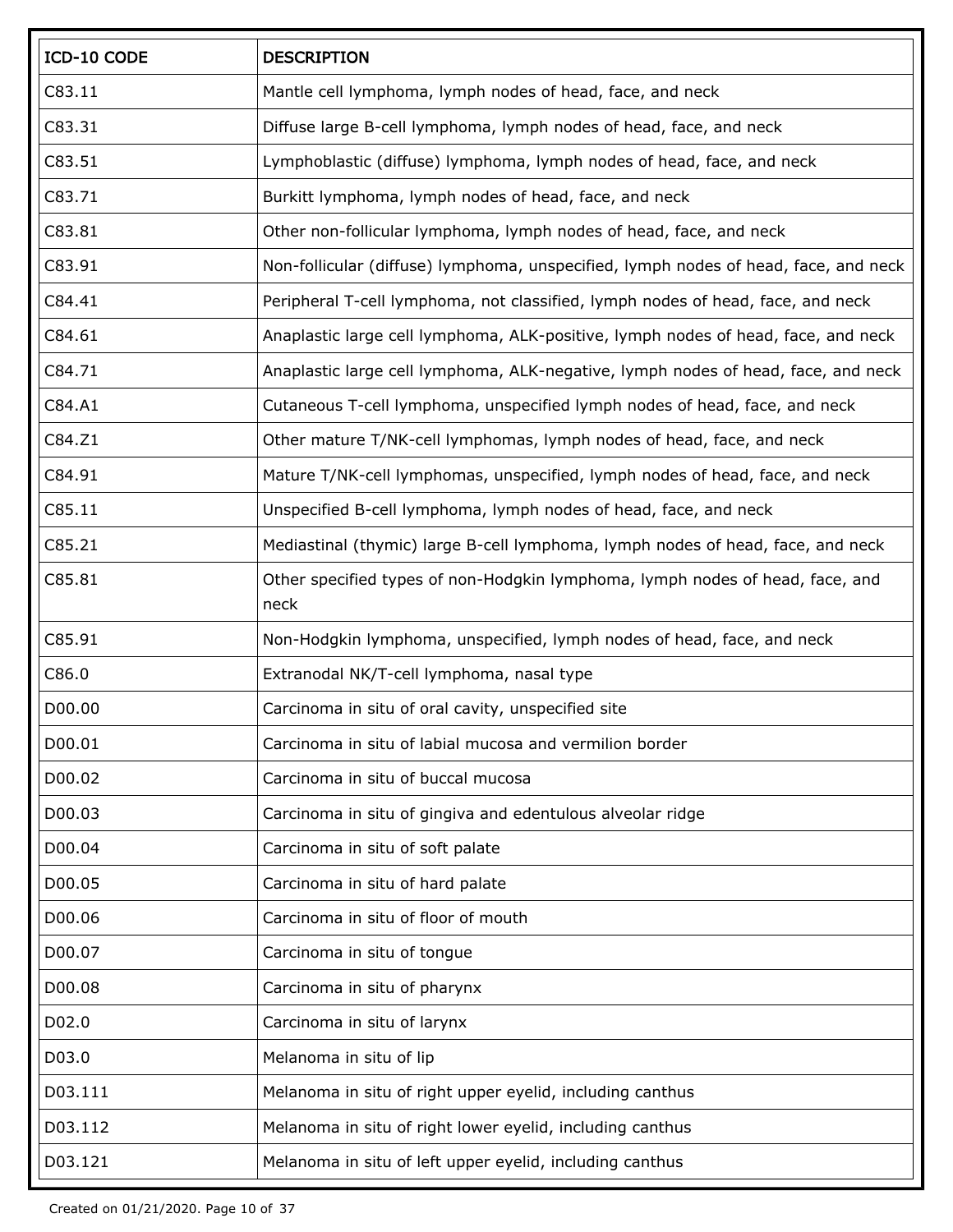| ICD-10 CODE | DESCRIPTION |
|---|---|
| C83.11 | Mantle cell lymphoma, lymph nodes of head, face, and neck |
| C83.31 | Diffuse large B-cell lymphoma, lymph nodes of head, face, and neck |
| C83.51 | Lymphoblastic (diffuse) lymphoma, lymph nodes of head, face, and neck |
| C83.71 | Burkitt lymphoma, lymph nodes of head, face, and neck |
| C83.81 | Other non-follicular lymphoma, lymph nodes of head, face, and neck |
| C83.91 | Non-follicular (diffuse) lymphoma, unspecified, lymph nodes of head, face, and neck |
| C84.41 | Peripheral T-cell lymphoma, not classified, lymph nodes of head, face, and neck |
| C84.61 | Anaplastic large cell lymphoma, ALK-positive, lymph nodes of head, face, and neck |
| C84.71 | Anaplastic large cell lymphoma, ALK-negative, lymph nodes of head, face, and neck |
| C84.A1 | Cutaneous T-cell lymphoma, unspecified lymph nodes of head, face, and neck |
| C84.Z1 | Other mature T/NK-cell lymphomas, lymph nodes of head, face, and neck |
| C84.91 | Mature T/NK-cell lymphomas, unspecified, lymph nodes of head, face, and neck |
| C85.11 | Unspecified B-cell lymphoma, lymph nodes of head, face, and neck |
| C85.21 | Mediastinal (thymic) large B-cell lymphoma, lymph nodes of head, face, and neck |
| C85.81 | Other specified types of non-Hodgkin lymphoma, lymph nodes of head, face, and neck |
| C85.91 | Non-Hodgkin lymphoma, unspecified, lymph nodes of head, face, and neck |
| C86.0 | Extranodal NK/T-cell lymphoma, nasal type |
| D00.00 | Carcinoma in situ of oral cavity, unspecified site |
| D00.01 | Carcinoma in situ of labial mucosa and vermilion border |
| D00.02 | Carcinoma in situ of buccal mucosa |
| D00.03 | Carcinoma in situ of gingiva and edentulous alveolar ridge |
| D00.04 | Carcinoma in situ of soft palate |
| D00.05 | Carcinoma in situ of hard palate |
| D00.06 | Carcinoma in situ of floor of mouth |
| D00.07 | Carcinoma in situ of tongue |
| D00.08 | Carcinoma in situ of pharynx |
| D02.0 | Carcinoma in situ of larynx |
| D03.0 | Melanoma in situ of lip |
| D03.111 | Melanoma in situ of right upper eyelid, including canthus |
| D03.112 | Melanoma in situ of right lower eyelid, including canthus |
| D03.121 | Melanoma in situ of left upper eyelid, including canthus |

Created on 01/21/2020.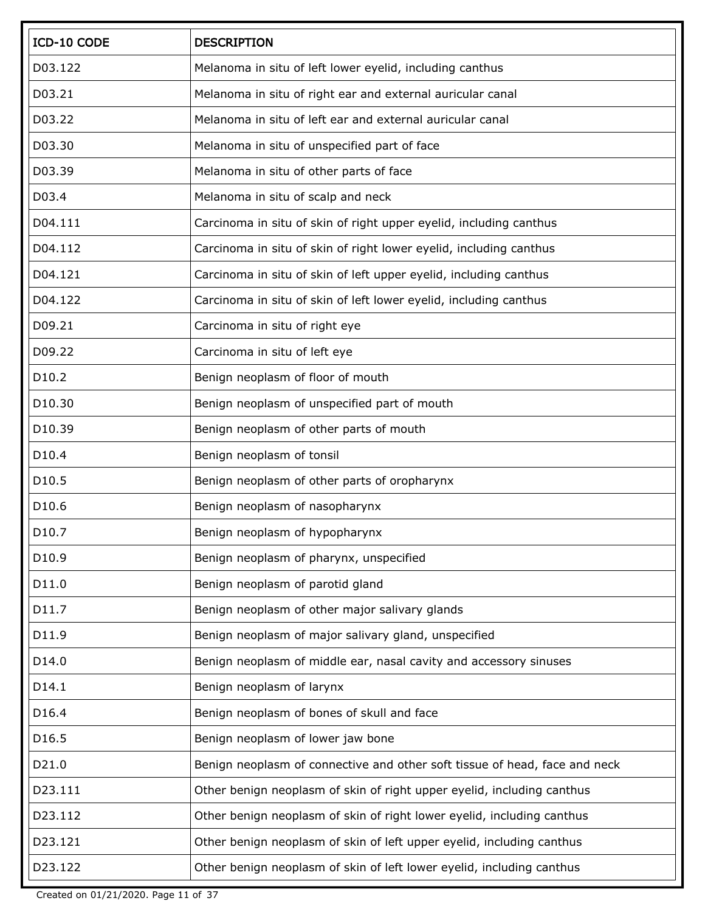| ICD-10 CODE | DESCRIPTION |
|---|---|
| D03.122 | Melanoma in situ of left lower eyelid, including canthus |
| D03.21 | Melanoma in situ of right ear and external auricular canal |
| D03.22 | Melanoma in situ of left ear and external auricular canal |
| D03.30 | Melanoma in situ of unspecified part of face |
| D03.39 | Melanoma in situ of other parts of face |
| D03.4 | Melanoma in situ of scalp and neck |
| D04.111 | Carcinoma in situ of skin of right upper eyelid, including canthus |
| D04.112 | Carcinoma in situ of skin of right lower eyelid, including canthus |
| D04.121 | Carcinoma in situ of skin of left upper eyelid, including canthus |
| D04.122 | Carcinoma in situ of skin of left lower eyelid, including canthus |
| D09.21 | Carcinoma in situ of right eye |
| D09.22 | Carcinoma in situ of left eye |
| D10.2 | Benign neoplasm of floor of mouth |
| D10.30 | Benign neoplasm of unspecified part of mouth |
| D10.39 | Benign neoplasm of other parts of mouth |
| D10.4 | Benign neoplasm of tonsil |
| D10.5 | Benign neoplasm of other parts of oropharynx |
| D10.6 | Benign neoplasm of nasopharynx |
| D10.7 | Benign neoplasm of hypopharynx |
| D10.9 | Benign neoplasm of pharynx, unspecified |
| D11.0 | Benign neoplasm of parotid gland |
| D11.7 | Benign neoplasm of other major salivary glands |
| D11.9 | Benign neoplasm of major salivary gland, unspecified |
| D14.0 | Benign neoplasm of middle ear, nasal cavity and accessory sinuses |
| D14.1 | Benign neoplasm of larynx |
| D16.4 | Benign neoplasm of bones of skull and face |
| D16.5 | Benign neoplasm of lower jaw bone |
| D21.0 | Benign neoplasm of connective and other soft tissue of head, face and neck |
| D23.111 | Other benign neoplasm of skin of right upper eyelid, including canthus |
| D23.112 | Other benign neoplasm of skin of right lower eyelid, including canthus |
| D23.121 | Other benign neoplasm of skin of left upper eyelid, including canthus |
| D23.122 | Other benign neoplasm of skin of left lower eyelid, including canthus |

Created on 01/21/2020.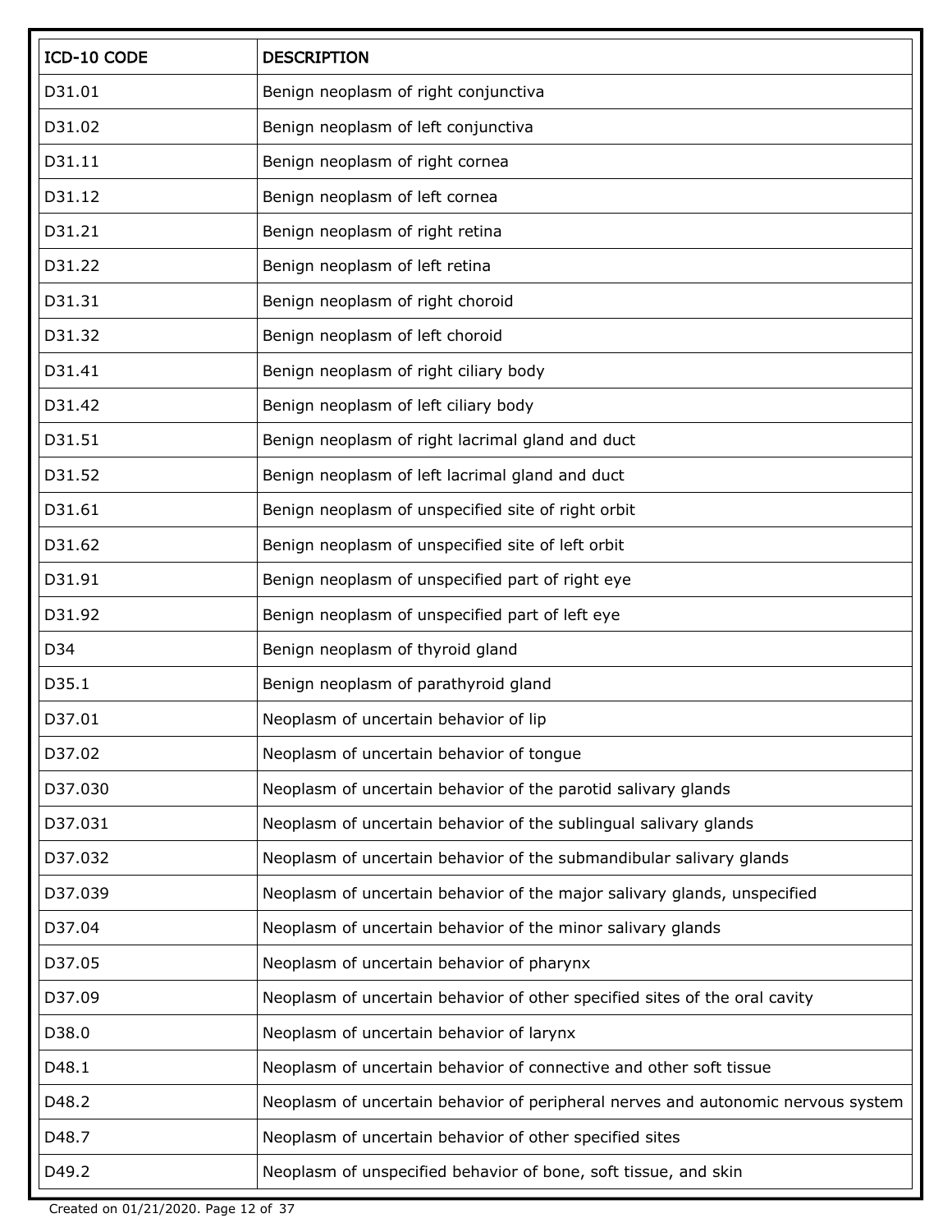| ICD-10 CODE | DESCRIPTION |
| --- | --- |
| D31.01 | Benign neoplasm of right conjunctiva |
| D31.02 | Benign neoplasm of left conjunctiva |
| D31.11 | Benign neoplasm of right cornea |
| D31.12 | Benign neoplasm of left cornea |
| D31.21 | Benign neoplasm of right retina |
| D31.22 | Benign neoplasm of left retina |
| D31.31 | Benign neoplasm of right choroid |
| D31.32 | Benign neoplasm of left choroid |
| D31.41 | Benign neoplasm of right ciliary body |
| D31.42 | Benign neoplasm of left ciliary body |
| D31.51 | Benign neoplasm of right lacrimal gland and duct |
| D31.52 | Benign neoplasm of left lacrimal gland and duct |
| D31.61 | Benign neoplasm of unspecified site of right orbit |
| D31.62 | Benign neoplasm of unspecified site of left orbit |
| D31.91 | Benign neoplasm of unspecified part of right eye |
| D31.92 | Benign neoplasm of unspecified part of left eye |
| D34 | Benign neoplasm of thyroid gland |
| D35.1 | Benign neoplasm of parathyroid gland |
| D37.01 | Neoplasm of uncertain behavior of lip |
| D37.02 | Neoplasm of uncertain behavior of tongue |
| D37.030 | Neoplasm of uncertain behavior of the parotid salivary glands |
| D37.031 | Neoplasm of uncertain behavior of the sublingual salivary glands |
| D37.032 | Neoplasm of uncertain behavior of the submandibular salivary glands |
| D37.039 | Neoplasm of uncertain behavior of the major salivary glands, unspecified |
| D37.04 | Neoplasm of uncertain behavior of the minor salivary glands |
| D37.05 | Neoplasm of uncertain behavior of pharynx |
| D37.09 | Neoplasm of uncertain behavior of other specified sites of the oral cavity |
| D38.0 | Neoplasm of uncertain behavior of larynx |
| D48.1 | Neoplasm of uncertain behavior of connective and other soft tissue |
| D48.2 | Neoplasm of uncertain behavior of peripheral nerves and autonomic nervous system |
| D48.7 | Neoplasm of uncertain behavior of other specified sites |
| D49.2 | Neoplasm of unspecified behavior of bone, soft tissue, and skin |

Created on 01/21/2020.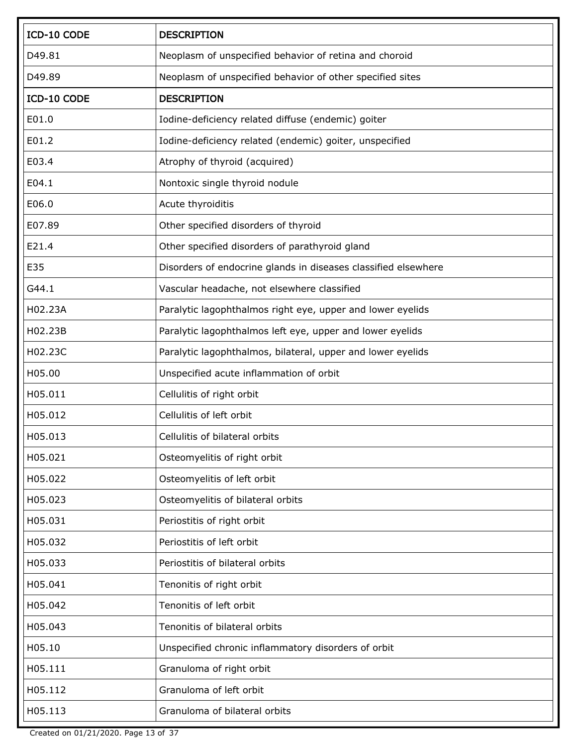| ICD-10 CODE | DESCRIPTION |
| --- | --- |
| D49.81 | Neoplasm of unspecified behavior of retina and choroid |
| D49.89 | Neoplasm of unspecified behavior of other specified sites |

| ICD-10 CODE | DESCRIPTION |
| --- | --- |
| E01.0 | Iodine-deficiency related diffuse (endemic) goiter |
| E01.2 | Iodine-deficiency related (endemic) goiter, unspecified |
| E03.4 | Atrophy of thyroid (acquired) |
| E04.1 | Nontoxic single thyroid nodule |
| E06.0 | Acute thyroiditis |
| E07.89 | Other specified disorders of thyroid |
| E21.4 | Other specified disorders of parathyroid gland |
| E35 | Disorders of endocrine glands in diseases classified elsewhere |
| G44.1 | Vascular headache, not elsewhere classified |
| H02.23A | Paralytic lagophthalmos right eye, upper and lower eyelids |
| H02.23B | Paralytic lagophthalmos left eye, upper and lower eyelids |
| H02.23C | Paralytic lagophthalmos, bilateral, upper and lower eyelids |
| H05.00 | Unspecified acute inflammation of orbit |
| H05.011 | Cellulitis of right orbit |
| H05.012 | Cellulitis of left orbit |
| H05.013 | Cellulitis of bilateral orbits |
| H05.021 | Osteomyelitis of right orbit |
| H05.022 | Osteomyelitis of left orbit |
| H05.023 | Osteomyelitis of bilateral orbits |
| H05.031 | Periostitis of right orbit |
| H05.032 | Periostitis of left orbit |
| H05.033 | Periostitis of bilateral orbits |
| H05.041 | Tenonitis of right orbit |
| H05.042 | Tenonitis of left orbit |
| H05.043 | Tenonitis of bilateral orbits |
| H05.10 | Unspecified chronic inflammatory disorders of orbit |
| H05.111 | Granuloma of right orbit |
| H05.112 | Granuloma of left orbit |
| H05.113 | Granuloma of bilateral orbits |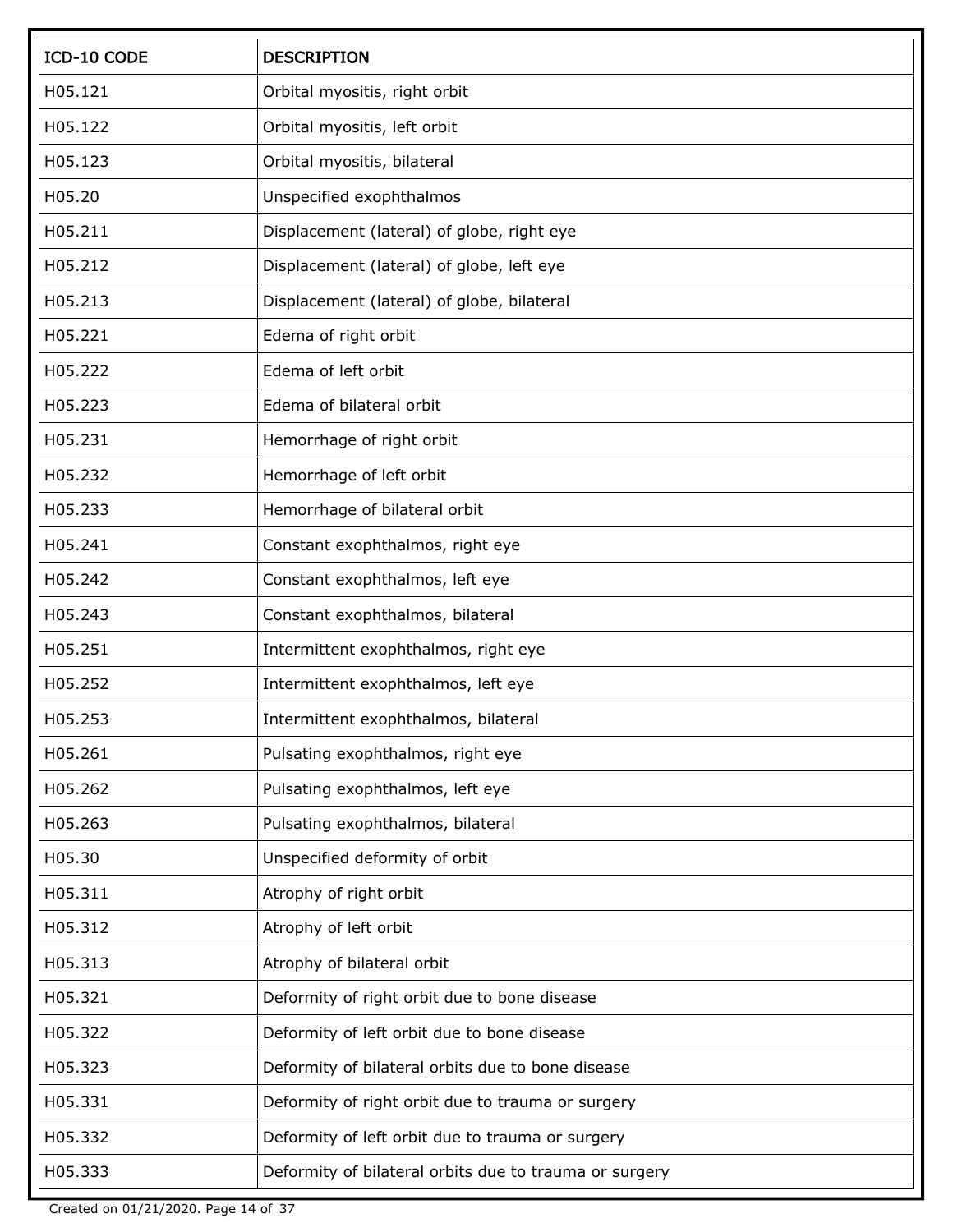| ICD-10 CODE | DESCRIPTION |
| --- | --- |
| H05.121 | Orbital myositis, right orbit |
| H05.122 | Orbital myositis, left orbit |
| H05.123 | Orbital myositis, bilateral |
| H05.20 | Unspecified exophthalmos |
| H05.211 | Displacement (lateral) of globe, right eye |
| H05.212 | Displacement (lateral) of globe, left eye |
| H05.213 | Displacement (lateral) of globe, bilateral |
| H05.221 | Edema of right orbit |
| H05.222 | Edema of left orbit |
| H05.223 | Edema of bilateral orbit |
| H05.231 | Hemorrhage of right orbit |
| H05.232 | Hemorrhage of left orbit |
| H05.233 | Hemorrhage of bilateral orbit |
| H05.241 | Constant exophthalmos, right eye |
| H05.242 | Constant exophthalmos, left eye |
| H05.243 | Constant exophthalmos, bilateral |
| H05.251 | Intermittent exophthalmos, right eye |
| H05.252 | Intermittent exophthalmos, left eye |
| H05.253 | Intermittent exophthalmos, bilateral |
| H05.261 | Pulsating exophthalmos, right eye |
| H05.262 | Pulsating exophthalmos, left eye |
| H05.263 | Pulsating exophthalmos, bilateral |
| H05.30 | Unspecified deformity of orbit |
| H05.311 | Atrophy of right orbit |
| H05.312 | Atrophy of left orbit |
| H05.313 | Atrophy of bilateral orbit |
| H05.321 | Deformity of right orbit due to bone disease |
| H05.322 | Deformity of left orbit due to bone disease |
| H05.323 | Deformity of bilateral orbits due to bone disease |
| H05.331 | Deformity of right orbit due to trauma or surgery |
| H05.332 | Deformity of left orbit due to trauma or surgery |
| H05.333 | Deformity of bilateral orbits due to trauma or surgery |

Created on 01/21/2020.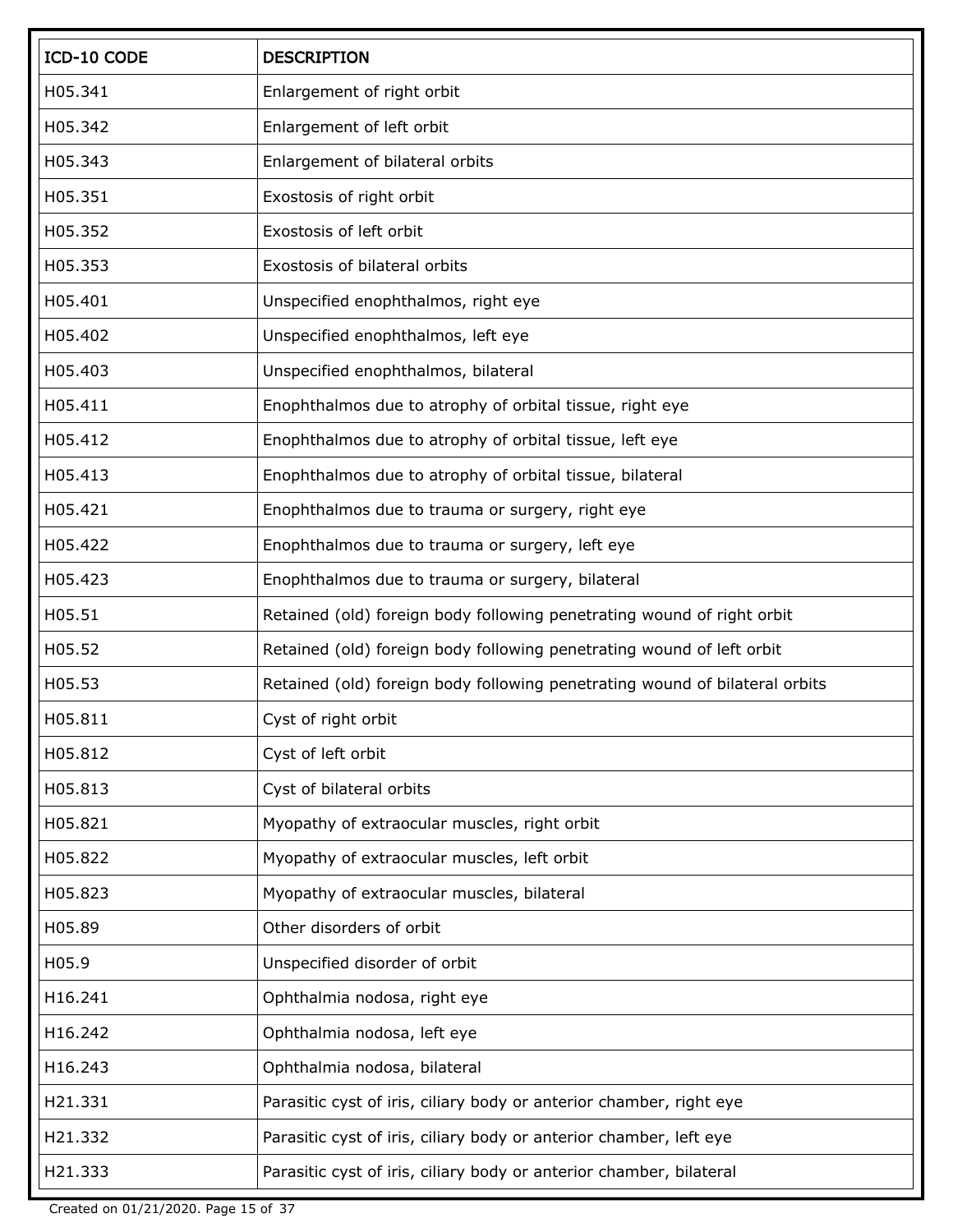| ICD-10 CODE | DESCRIPTION |
|---|---|
| H05.341 | Enlargement of right orbit |
| H05.342 | Enlargement of left orbit |
| H05.343 | Enlargement of bilateral orbits |
| H05.351 | Exostosis of right orbit |
| H05.352 | Exostosis of left orbit |
| H05.353 | Exostosis of bilateral orbits |
| H05.401 | Unspecified enophthalmos, right eye |
| H05.402 | Unspecified enophthalmos, left eye |
| H05.403 | Unspecified enophthalmos, bilateral |
| H05.411 | Enophthalmos due to atrophy of orbital tissue, right eye |
| H05.412 | Enophthalmos due to atrophy of orbital tissue, left eye |
| H05.413 | Enophthalmos due to atrophy of orbital tissue, bilateral |
| H05.421 | Enophthalmos due to trauma or surgery, right eye |
| H05.422 | Enophthalmos due to trauma or surgery, left eye |
| H05.423 | Enophthalmos due to trauma or surgery, bilateral |
| H05.51 | Retained (old) foreign body following penetrating wound of right orbit |
| H05.52 | Retained (old) foreign body following penetrating wound of left orbit |
| H05.53 | Retained (old) foreign body following penetrating wound of bilateral orbits |
| H05.811 | Cyst of right orbit |
| H05.812 | Cyst of left orbit |
| H05.813 | Cyst of bilateral orbits |
| H05.821 | Myopathy of extraocular muscles, right orbit |
| H05.822 | Myopathy of extraocular muscles, left orbit |
| H05.823 | Myopathy of extraocular muscles, bilateral |
| H05.89 | Other disorders of orbit |
| H05.9 | Unspecified disorder of orbit |
| H16.241 | Ophthalmia nodosa, right eye |
| H16.242 | Ophthalmia nodosa, left eye |
| H16.243 | Ophthalmia nodosa, bilateral |
| H21.331 | Parasitic cyst of iris, ciliary body or anterior chamber, right eye |
| H21.332 | Parasitic cyst of iris, ciliary body or anterior chamber, left eye |
| H21.333 | Parasitic cyst of iris, ciliary body or anterior chamber, bilateral |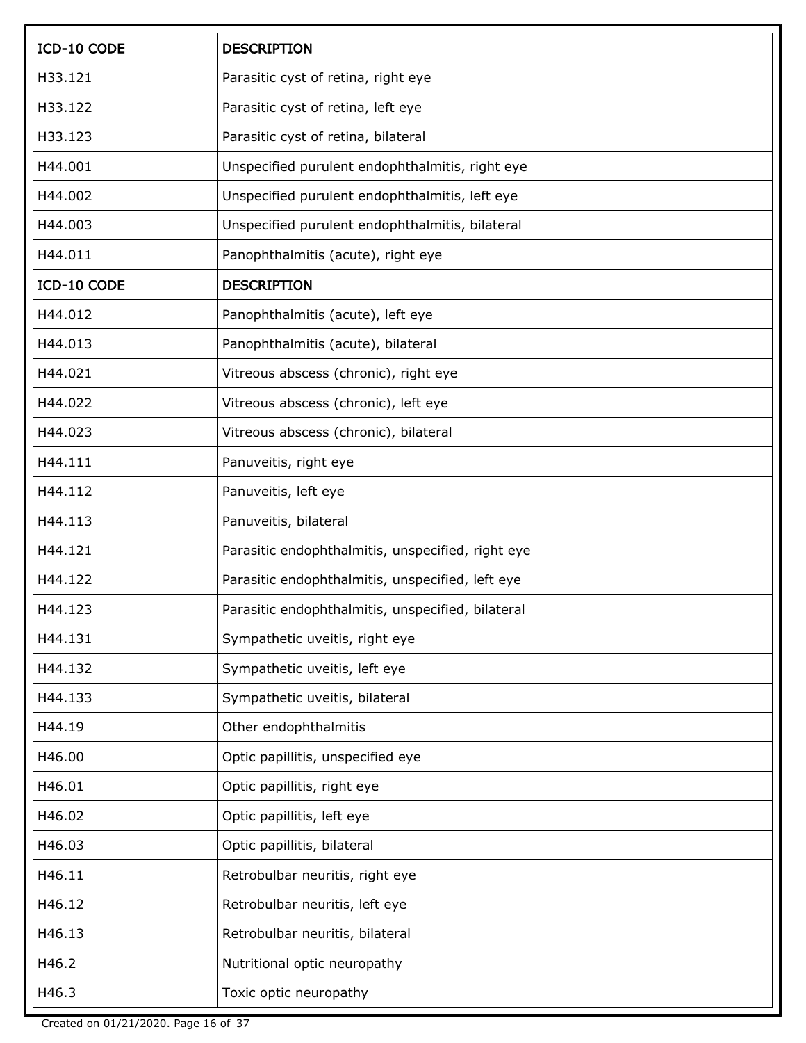| ICD-10 CODE | DESCRIPTION |
|---|---|
| H33.121 | Parasitic cyst of retina, right eye |
| H33.122 | Parasitic cyst of retina, left eye |
| H33.123 | Parasitic cyst of retina, bilateral |
| H44.001 | Unspecified purulent endophthalmitis, right eye |
| H44.002 | Unspecified purulent endophthalmitis, left eye |
| H44.003 | Unspecified purulent endophthalmitis, bilateral |
| H44.011 | Panophthalmitis (acute), right eye |
| H44.012 | Panophthalmitis (acute), left eye |
| H44.013 | Panophthalmitis (acute), bilateral |
| H44.021 | Vitreous abscess (chronic), right eye |
| H44.022 | Vitreous abscess (chronic), left eye |
| H44.023 | Vitreous abscess (chronic), bilateral |
| H44.111 | Panuveitis, right eye |
| H44.112 | Panuveitis, left eye |
| H44.113 | Panuveitis, bilateral |
| H44.121 | Parasitic endophthalmitis, unspecified, right eye |
| H44.122 | Parasitic endophthalmitis, unspecified, left eye |
| H44.123 | Parasitic endophthalmitis, unspecified, bilateral |
| H44.131 | Sympathetic uveitis, right eye |
| H44.132 | Sympathetic uveitis, left eye |
| H44.133 | Sympathetic uveitis, bilateral |
| H44.19 | Other endophthalmitis |
| H46.00 | Optic papillitis, unspecified eye |
| H46.01 | Optic papillitis, right eye |
| H46.02 | Optic papillitis, left eye |
| H46.03 | Optic papillitis, bilateral |
| H46.11 | Retrobulbar neuritis, right eye |
| H46.12 | Retrobulbar neuritis, left eye |
| H46.13 | Retrobulbar neuritis, bilateral |
| H46.2 | Nutritional optic neuropathy |
| H46.3 | Toxic optic neuropathy |

Created on 01/21/2020.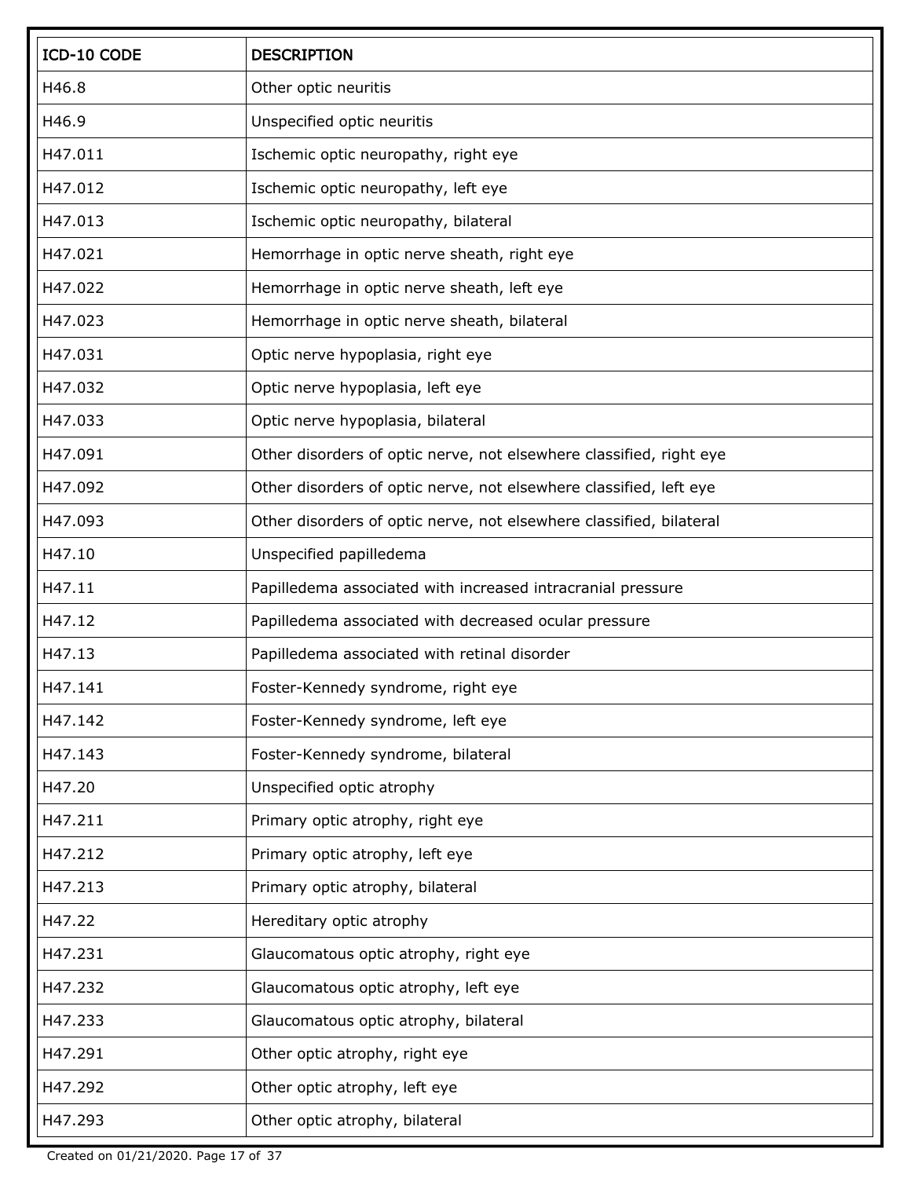| ICD-10 CODE | DESCRIPTION |
|---|---|
| H46.8 | Other optic neuritis |
| H46.9 | Unspecified optic neuritis |
| H47.011 | Ischemic optic neuropathy, right eye |
| H47.012 | Ischemic optic neuropathy, left eye |
| H47.013 | Ischemic optic neuropathy, bilateral |
| H47.021 | Hemorrhage in optic nerve sheath, right eye |
| H47.022 | Hemorrhage in optic nerve sheath, left eye |
| H47.023 | Hemorrhage in optic nerve sheath, bilateral |
| H47.031 | Optic nerve hypoplasia, right eye |
| H47.032 | Optic nerve hypoplasia, left eye |
| H47.033 | Optic nerve hypoplasia, bilateral |
| H47.091 | Other disorders of optic nerve, not elsewhere classified, right eye |
| H47.092 | Other disorders of optic nerve, not elsewhere classified, left eye |
| H47.093 | Other disorders of optic nerve, not elsewhere classified, bilateral |
| H47.10 | Unspecified papilledema |
| H47.11 | Papilledema associated with increased intracranial pressure |
| H47.12 | Papilledema associated with decreased ocular pressure |
| H47.13 | Papilledema associated with retinal disorder |
| H47.141 | Foster-Kennedy syndrome, right eye |
| H47.142 | Foster-Kennedy syndrome, left eye |
| H47.143 | Foster-Kennedy syndrome, bilateral |
| H47.20 | Unspecified optic atrophy |
| H47.211 | Primary optic atrophy, right eye |
| H47.212 | Primary optic atrophy, left eye |
| H47.213 | Primary optic atrophy, bilateral |
| H47.22 | Hereditary optic atrophy |
| H47.231 | Glaucomatous optic atrophy, right eye |
| H47.232 | Glaucomatous optic atrophy, left eye |
| H47.233 | Glaucomatous optic atrophy, bilateral |
| H47.291 | Other optic atrophy, right eye |
| H47.292 | Other optic atrophy, left eye |
| H47.293 | Other optic atrophy, bilateral |

Created on 01/21/2020.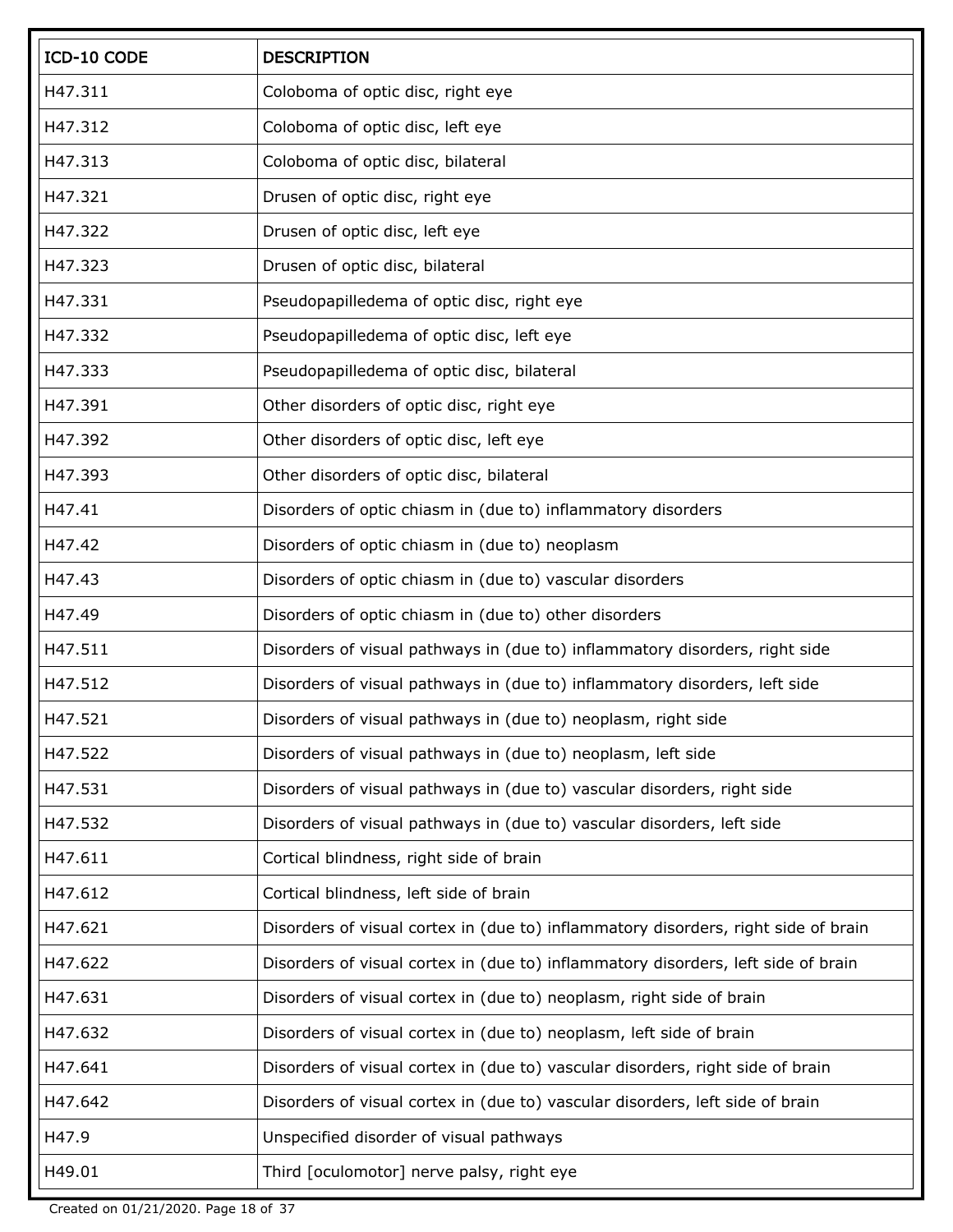| ICD-10 CODE | DESCRIPTION |
|---|---|
| H47.311 | Coloboma of optic disc, right eye |
| H47.312 | Coloboma of optic disc, left eye |
| H47.313 | Coloboma of optic disc, bilateral |
| H47.321 | Drusen of optic disc, right eye |
| H47.322 | Drusen of optic disc, left eye |
| H47.323 | Drusen of optic disc, bilateral |
| H47.331 | Pseudopapilledema of optic disc, right eye |
| H47.332 | Pseudopapilledema of optic disc, left eye |
| H47.333 | Pseudopapilledema of optic disc, bilateral |
| H47.391 | Other disorders of optic disc, right eye |
| H47.392 | Other disorders of optic disc, left eye |
| H47.393 | Other disorders of optic disc, bilateral |
| H47.41 | Disorders of optic chiasm in (due to) inflammatory disorders |
| H47.42 | Disorders of optic chiasm in (due to) neoplasm |
| H47.43 | Disorders of optic chiasm in (due to) vascular disorders |
| H47.49 | Disorders of optic chiasm in (due to) other disorders |
| H47.511 | Disorders of visual pathways in (due to) inflammatory disorders, right side |
| H47.512 | Disorders of visual pathways in (due to) inflammatory disorders, left side |
| H47.521 | Disorders of visual pathways in (due to) neoplasm, right side |
| H47.522 | Disorders of visual pathways in (due to) neoplasm, left side |
| H47.531 | Disorders of visual pathways in (due to) vascular disorders, right side |
| H47.532 | Disorders of visual pathways in (due to) vascular disorders, left side |
| H47.611 | Cortical blindness, right side of brain |
| H47.612 | Cortical blindness, left side of brain |
| H47.621 | Disorders of visual cortex in (due to) inflammatory disorders, right side of brain |
| H47.622 | Disorders of visual cortex in (due to) inflammatory disorders, left side of brain |
| H47.631 | Disorders of visual cortex in (due to) neoplasm, right side of brain |
| H47.632 | Disorders of visual cortex in (due to) neoplasm, left side of brain |
| H47.641 | Disorders of visual cortex in (due to) vascular disorders, right side of brain |
| H47.642 | Disorders of visual cortex in (due to) vascular disorders, left side of brain |
| H47.9 | Unspecified disorder of visual pathways |
| H49.01 | Third [oculomotor] nerve palsy, right eye |

Created on 01/21/2020.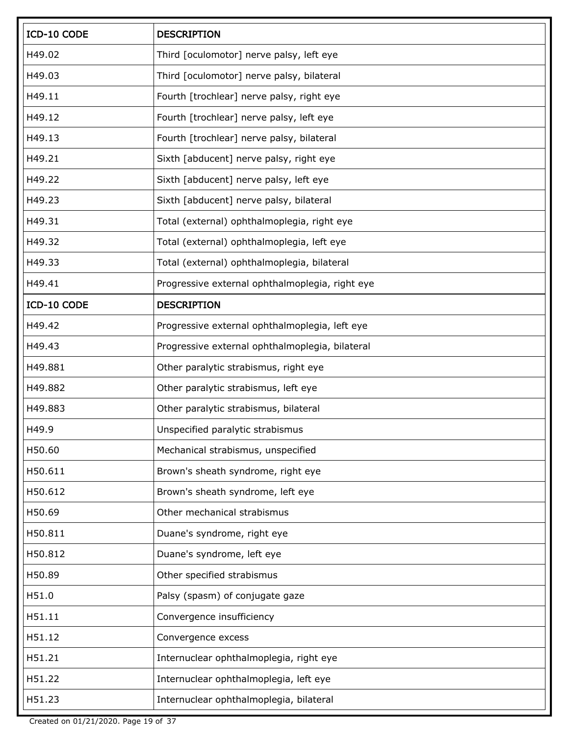| ICD-10 CODE | DESCRIPTION |
| --- | --- |
| H49.02 | Third [oculomotor] nerve palsy, left eye |
| H49.03 | Third [oculomotor] nerve palsy, bilateral |
| H49.11 | Fourth [trochlear] nerve palsy, right eye |
| H49.12 | Fourth [trochlear] nerve palsy, left eye |
| H49.13 | Fourth [trochlear] nerve palsy, bilateral |
| H49.21 | Sixth [abducent] nerve palsy, right eye |
| H49.22 | Sixth [abducent] nerve palsy, left eye |
| H49.23 | Sixth [abducent] nerve palsy, bilateral |
| H49.31 | Total (external) ophthalmoplegia, right eye |
| H49.32 | Total (external) ophthalmoplegia, left eye |
| H49.33 | Total (external) ophthalmoplegia, bilateral |
| H49.41 | Progressive external ophthalmoplegia, right eye |
| H49.42 | Progressive external ophthalmoplegia, left eye |
| H49.43 | Progressive external ophthalmoplegia, bilateral |
| H49.881 | Other paralytic strabismus, right eye |
| H49.882 | Other paralytic strabismus, left eye |
| H49.883 | Other paralytic strabismus, bilateral |
| H49.9 | Unspecified paralytic strabismus |
| H50.60 | Mechanical strabismus, unspecified |
| H50.611 | Brown's sheath syndrome, right eye |
| H50.612 | Brown's sheath syndrome, left eye |
| H50.69 | Other mechanical strabismus |
| H50.811 | Duane's syndrome, right eye |
| H50.812 | Duane's syndrome, left eye |
| H50.89 | Other specified strabismus |
| H51.0 | Palsy (spasm) of conjugate gaze |
| H51.11 | Convergence insufficiency |
| H51.12 | Convergence excess |
| H51.21 | Internuclear ophthalmoplegia, right eye |
| H51.22 | Internuclear ophthalmoplegia, left eye |
| H51.23 | Internuclear ophthalmoplegia, bilateral |

Created on 01/21/2020.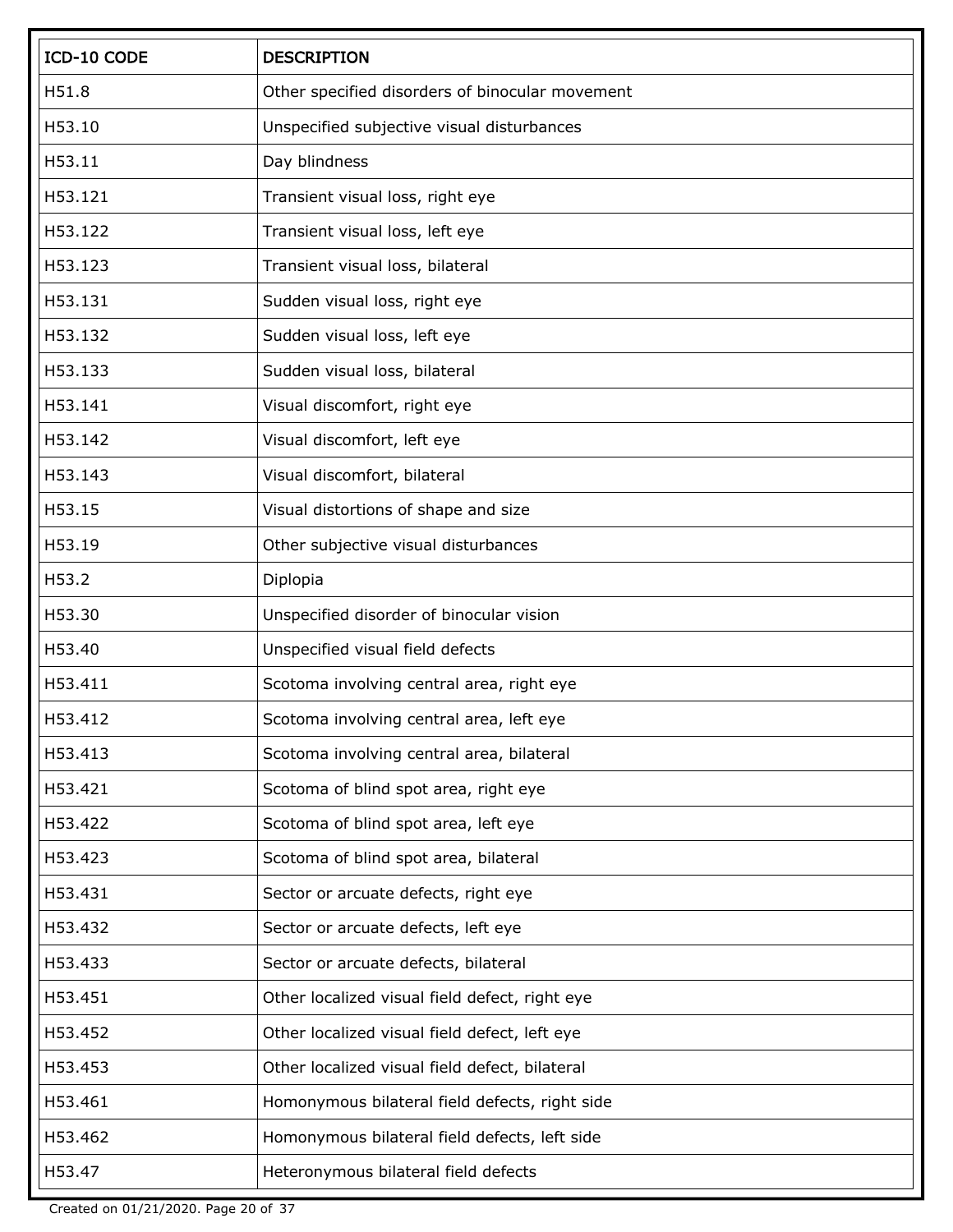| ICD-10 CODE | DESCRIPTION |
|---|---|
| H51.8 | Other specified disorders of binocular movement |
| H53.10 | Unspecified subjective visual disturbances |
| H53.11 | Day blindness |
| H53.121 | Transient visual loss, right eye |
| H53.122 | Transient visual loss, left eye |
| H53.123 | Transient visual loss, bilateral |
| H53.131 | Sudden visual loss, right eye |
| H53.132 | Sudden visual loss, left eye |
| H53.133 | Sudden visual loss, bilateral |
| H53.141 | Visual discomfort, right eye |
| H53.142 | Visual discomfort, left eye |
| H53.143 | Visual discomfort, bilateral |
| H53.15 | Visual distortions of shape and size |
| H53.19 | Other subjective visual disturbances |
| H53.2 | Diplopia |
| H53.30 | Unspecified disorder of binocular vision |
| H53.40 | Unspecified visual field defects |
| H53.411 | Scotoma involving central area, right eye |
| H53.412 | Scotoma involving central area, left eye |
| H53.413 | Scotoma involving central area, bilateral |
| H53.421 | Scotoma of blind spot area, right eye |
| H53.422 | Scotoma of blind spot area, left eye |
| H53.423 | Scotoma of blind spot area, bilateral |
| H53.431 | Sector or arcuate defects, right eye |
| H53.432 | Sector or arcuate defects, left eye |
| H53.433 | Sector or arcuate defects, bilateral |
| H53.451 | Other localized visual field defect, right eye |
| H53.452 | Other localized visual field defect, left eye |
| H53.453 | Other localized visual field defect, bilateral |
| H53.461 | Homonymous bilateral field defects, right side |
| H53.462 | Homonymous bilateral field defects, left side |
| H53.47 | Heteronymous bilateral field defects |

Created on 01/21/2020.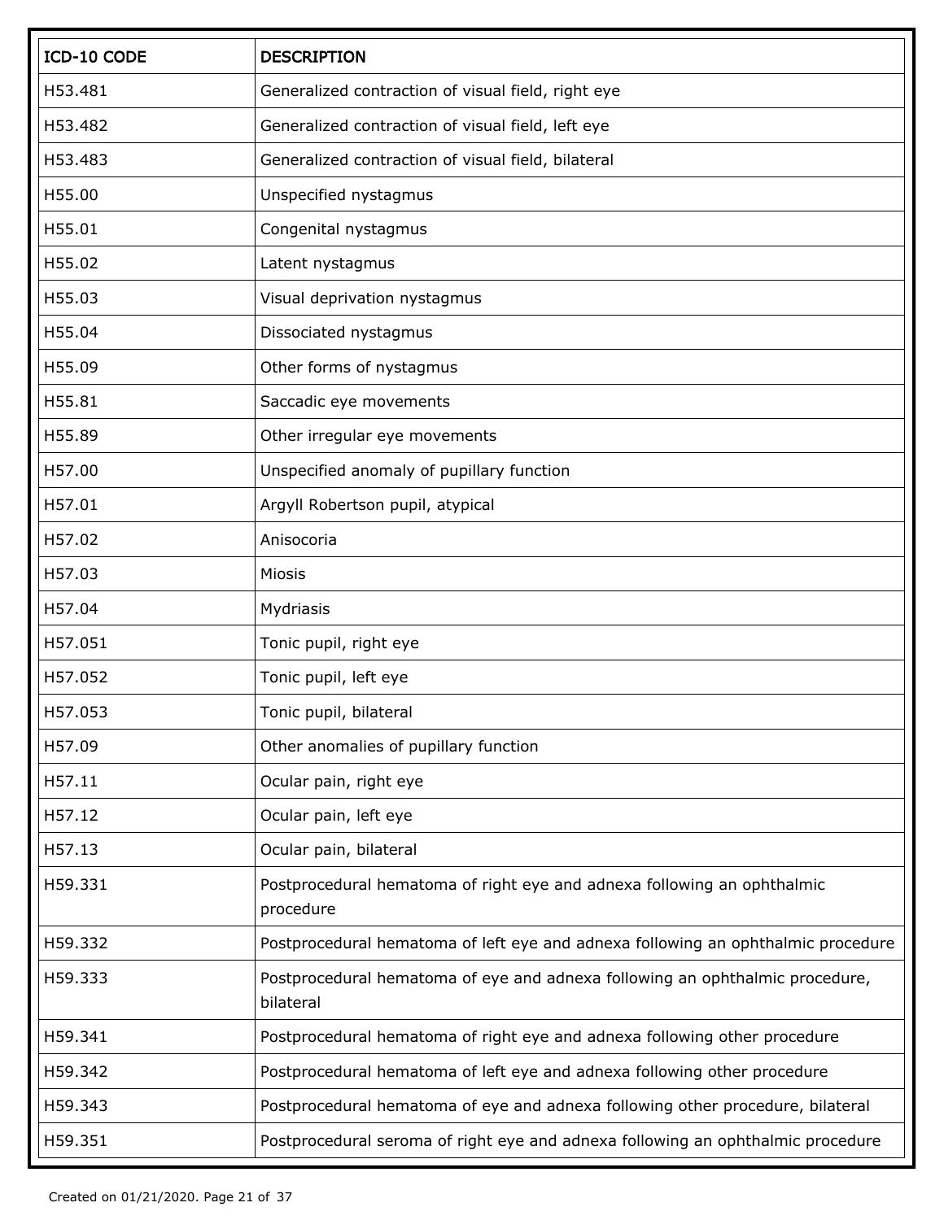| ICD-10 CODE | DESCRIPTION |
| --- | --- |
| H53.481 | Generalized contraction of visual field, right eye |
| H53.482 | Generalized contraction of visual field, left eye |
| H53.483 | Generalized contraction of visual field, bilateral |
| H55.00 | Unspecified nystagmus |
| H55.01 | Congenital nystagmus |
| H55.02 | Latent nystagmus |
| H55.03 | Visual deprivation nystagmus |
| H55.04 | Dissociated nystagmus |
| H55.09 | Other forms of nystagmus |
| H55.81 | Saccadic eye movements |
| H55.89 | Other irregular eye movements |
| H57.00 | Unspecified anomaly of pupillary function |
| H57.01 | Argyll Robertson pupil, atypical |
| H57.02 | Anisocoria |
| H57.03 | Miosis |
| H57.04 | Mydriasis |
| H57.051 | Tonic pupil, right eye |
| H57.052 | Tonic pupil, left eye |
| H57.053 | Tonic pupil, bilateral |
| H57.09 | Other anomalies of pupillary function |
| H57.11 | Ocular pain, right eye |
| H57.12 | Ocular pain, left eye |
| H57.13 | Ocular pain, bilateral |
| H59.331 | Postprocedural hematoma of right eye and adnexa following an ophthalmic procedure |
| H59.332 | Postprocedural hematoma of left eye and adnexa following an ophthalmic procedure |
| H59.333 | Postprocedural hematoma of eye and adnexa following an ophthalmic procedure, bilateral |
| H59.341 | Postprocedural hematoma of right eye and adnexa following other procedure |
| H59.342 | Postprocedural hematoma of left eye and adnexa following other procedure |
| H59.343 | Postprocedural hematoma of eye and adnexa following other procedure, bilateral |
| H59.351 | Postprocedural seroma of right eye and adnexa following an ophthalmic procedure |

Created on 01/21/2020.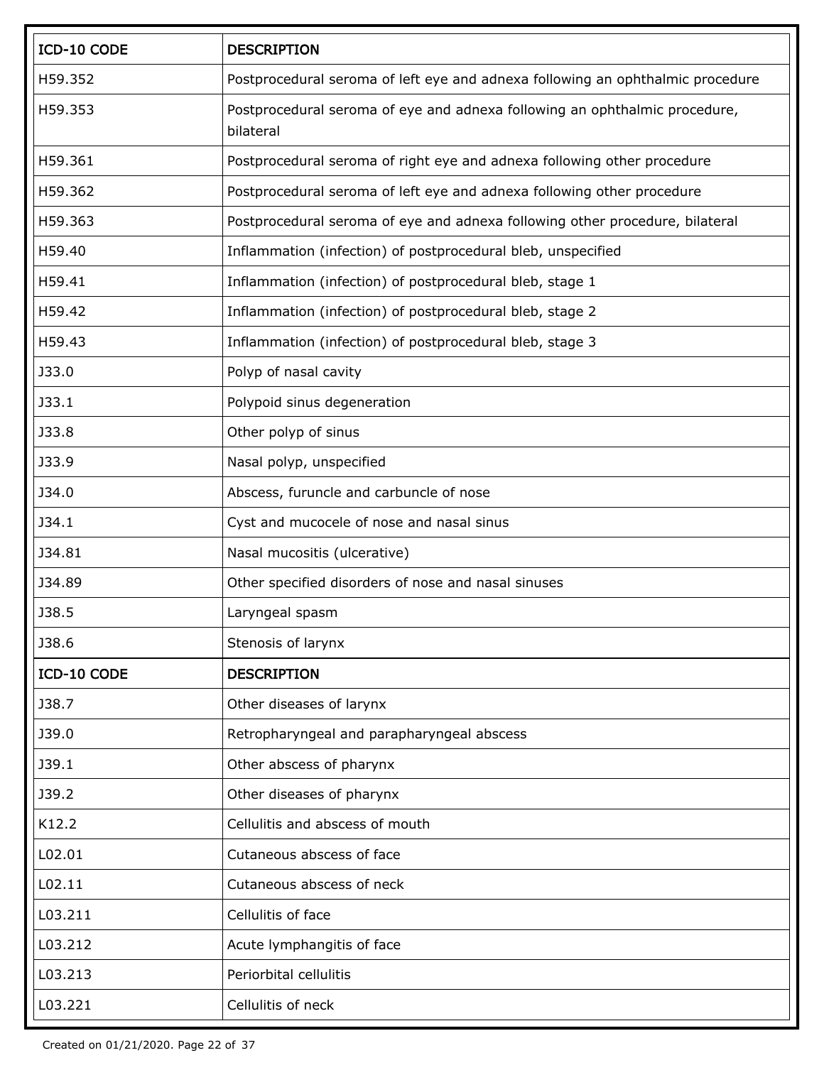| ICD-10 CODE | DESCRIPTION |
| --- | --- |
| H59.352 | Postprocedural seroma of left eye and adnexa following an ophthalmic procedure |
| H59.353 | Postprocedural seroma of eye and adnexa following an ophthalmic procedure, bilateral |
| H59.361 | Postprocedural seroma of right eye and adnexa following other procedure |
| H59.362 | Postprocedural seroma of left eye and adnexa following other procedure |
| H59.363 | Postprocedural seroma of eye and adnexa following other procedure, bilateral |
| H59.40 | Inflammation (infection) of postprocedural bleb, unspecified |
| H59.41 | Inflammation (infection) of postprocedural bleb, stage 1 |
| H59.42 | Inflammation (infection) of postprocedural bleb, stage 2 |
| H59.43 | Inflammation (infection) of postprocedural bleb, stage 3 |
| J33.0 | Polyp of nasal cavity |
| J33.1 | Polypoid sinus degeneration |
| J33.8 | Other polyp of sinus |
| J33.9 | Nasal polyp, unspecified |
| J34.0 | Abscess, furuncle and carbuncle of nose |
| J34.1 | Cyst and mucocele of nose and nasal sinus |
| J34.81 | Nasal mucositis (ulcerative) |
| J34.89 | Other specified disorders of nose and nasal sinuses |
| J38.5 | Laryngeal spasm |
| J38.6 | Stenosis of larynx |
| J38.7 | Other diseases of larynx |
| J39.0 | Retropharyngeal and parapharyngeal abscess |
| J39.1 | Other abscess of pharynx |
| J39.2 | Other diseases of pharynx |
| K12.2 | Cellulitis and abscess of mouth |
| L02.01 | Cutaneous abscess of face |
| L02.11 | Cutaneous abscess of neck |
| L03.211 | Cellulitis of face |
| L03.212 | Acute lymphangitis of face |
| L03.213 | Periorbital cellulitis |
| L03.221 | Cellulitis of neck |

Created on 01/21/2020.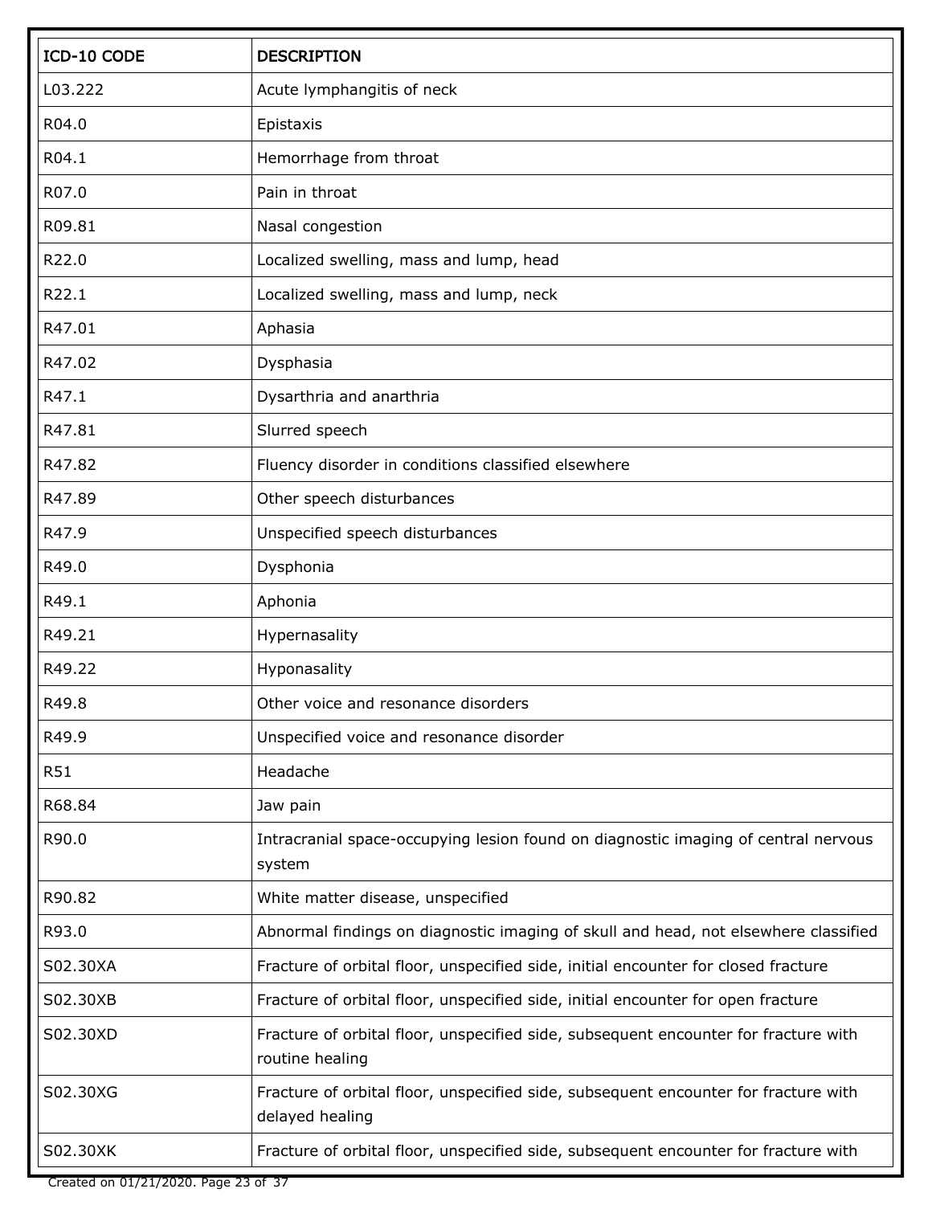| ICD-10 CODE | DESCRIPTION |
| --- | --- |
| L03.222 | Acute lymphangitis of neck |
| R04.0 | Epistaxis |
| R04.1 | Hemorrhage from throat |
| R07.0 | Pain in throat |
| R09.81 | Nasal congestion |
| R22.0 | Localized swelling, mass and lump, head |
| R22.1 | Localized swelling, mass and lump, neck |
| R47.01 | Aphasia |
| R47.02 | Dysphasia |
| R47.1 | Dysarthria and anarthria |
| R47.81 | Slurred speech |
| R47.82 | Fluency disorder in conditions classified elsewhere |
| R47.89 | Other speech disturbances |
| R47.9 | Unspecified speech disturbances |
| R49.0 | Dysphonia |
| R49.1 | Aphonia |
| R49.21 | Hypernasality |
| R49.22 | Hyponasality |
| R49.8 | Other voice and resonance disorders |
| R49.9 | Unspecified voice and resonance disorder |
| R51 | Headache |
| R68.84 | Jaw pain |
| R90.0 | Intracranial space-occupying lesion found on diagnostic imaging of central nervous system |
| R90.82 | White matter disease, unspecified |
| R93.0 | Abnormal findings on diagnostic imaging of skull and head, not elsewhere classified |
| S02.30XA | Fracture of orbital floor, unspecified side, initial encounter for closed fracture |
| S02.30XB | Fracture of orbital floor, unspecified side, initial encounter for open fracture |
| S02.30XD | Fracture of orbital floor, unspecified side, subsequent encounter for fracture with routine healing |
| S02.30XG | Fracture of orbital floor, unspecified side, subsequent encounter for fracture with delayed healing |
| S02.30XK | Fracture of orbital floor, unspecified side, subsequent encounter for fracture with |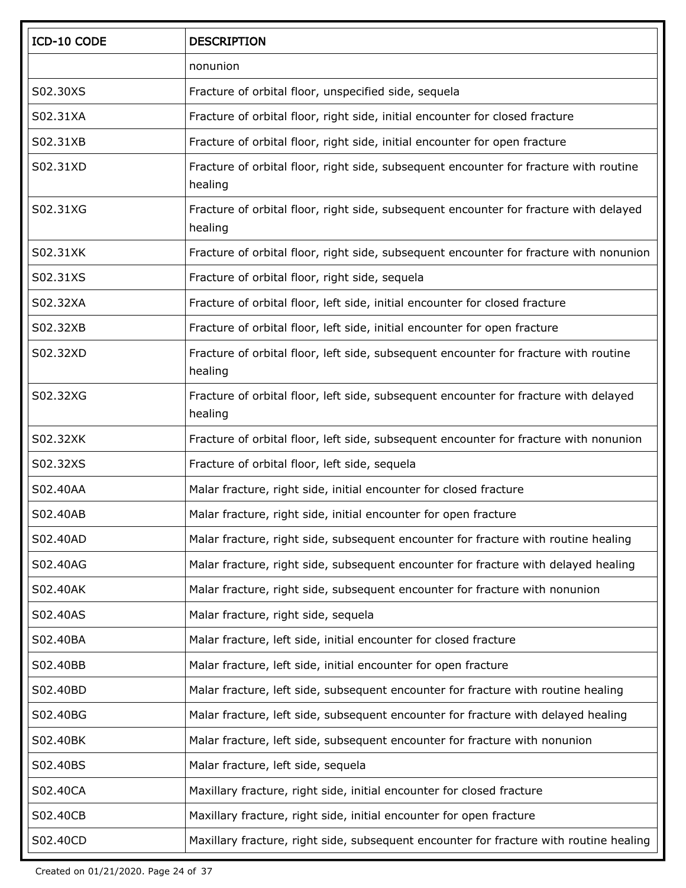| ICD-10 CODE | DESCRIPTION |
| --- | --- |
| | nonunion |
| S02.30XS | Fracture of orbital floor, unspecified side, sequela |
| S02.31XA | Fracture of orbital floor, right side, initial encounter for closed fracture |
| S02.31XB | Fracture of orbital floor, right side, initial encounter for open fracture |
| S02.31XD | Fracture of orbital floor, right side, subsequent encounter for fracture with routine healing |
| S02.31XG | Fracture of orbital floor, right side, subsequent encounter for fracture with delayed healing |
| S02.31XK | Fracture of orbital floor, right side, subsequent encounter for fracture with nonunion |
| S02.31XS | Fracture of orbital floor, right side, sequela |
| S02.32XA | Fracture of orbital floor, left side, initial encounter for closed fracture |
| S02.32XB | Fracture of orbital floor, left side, initial encounter for open fracture |
| S02.32XD | Fracture of orbital floor, left side, subsequent encounter for fracture with routine healing |
| S02.32XG | Fracture of orbital floor, left side, subsequent encounter for fracture with delayed healing |
| S02.32XK | Fracture of orbital floor, left side, subsequent encounter for fracture with nonunion |
| S02.32XS | Fracture of orbital floor, left side, sequela |
| S02.40AA | Malar fracture, right side, initial encounter for closed fracture |
| S02.40AB | Malar fracture, right side, initial encounter for open fracture |
| S02.40AD | Malar fracture, right side, subsequent encounter for fracture with routine healing |
| S02.40AG | Malar fracture, right side, subsequent encounter for fracture with delayed healing |
| S02.40AK | Malar fracture, right side, subsequent encounter for fracture with nonunion |
| S02.40AS | Malar fracture, right side, sequela |
| S02.40BA | Malar fracture, left side, initial encounter for closed fracture |
| S02.40BB | Malar fracture, left side, initial encounter for open fracture |
| S02.40BD | Malar fracture, left side, subsequent encounter for fracture with routine healing |
| S02.40BG | Malar fracture, left side, subsequent encounter for fracture with delayed healing |
| S02.40BK | Malar fracture, left side, subsequent encounter for fracture with nonunion |
| S02.40BS | Malar fracture, left side, sequela |
| S02.40CA | Maxillary fracture, right side, initial encounter for closed fracture |
| S02.40CB | Maxillary fracture, right side, initial encounter for open fracture |
| S02.40CD | Maxillary fracture, right side, subsequent encounter for fracture with routine healing |

Created on 01/21/2020.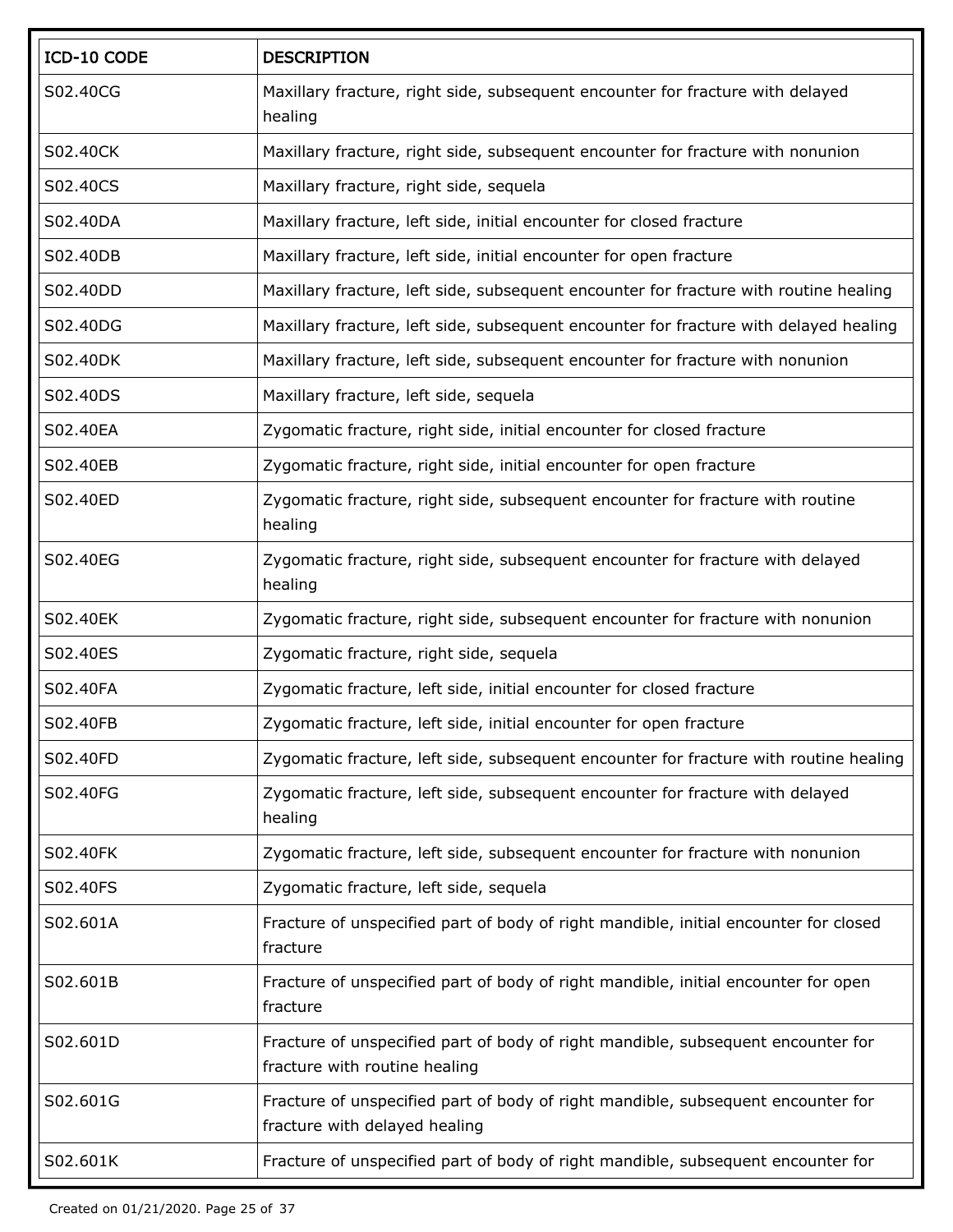| ICD-10 CODE | DESCRIPTION |
| --- | --- |
| S02.40CG | Maxillary fracture, right side, subsequent encounter for fracture with delayed healing |
| S02.40CK | Maxillary fracture, right side, subsequent encounter for fracture with nonunion |
| S02.40CS | Maxillary fracture, right side, sequela |
| S02.40DA | Maxillary fracture, left side, initial encounter for closed fracture |
| S02.40DB | Maxillary fracture, left side, initial encounter for open fracture |
| S02.40DD | Maxillary fracture, left side, subsequent encounter for fracture with routine healing |
| S02.40DG | Maxillary fracture, left side, subsequent encounter for fracture with delayed healing |
| S02.40DK | Maxillary fracture, left side, subsequent encounter for fracture with nonunion |
| S02.40DS | Maxillary fracture, left side, sequela |
| S02.40EA | Zygomatic fracture, right side, initial encounter for closed fracture |
| S02.40EB | Zygomatic fracture, right side, initial encounter for open fracture |
| S02.40ED | Zygomatic fracture, right side, subsequent encounter for fracture with routine healing |
| S02.40EG | Zygomatic fracture, right side, subsequent encounter for fracture with delayed healing |
| S02.40EK | Zygomatic fracture, right side, subsequent encounter for fracture with nonunion |
| S02.40ES | Zygomatic fracture, right side, sequela |
| S02.40FA | Zygomatic fracture, left side, initial encounter for closed fracture |
| S02.40FB | Zygomatic fracture, left side, initial encounter for open fracture |
| S02.40FD | Zygomatic fracture, left side, subsequent encounter for fracture with routine healing |
| S02.40FG | Zygomatic fracture, left side, subsequent encounter for fracture with delayed healing |
| S02.40FK | Zygomatic fracture, left side, subsequent encounter for fracture with nonunion |
| S02.40FS | Zygomatic fracture, left side, sequela |
| S02.601A | Fracture of unspecified part of body of right mandible, initial encounter for closed fracture |
| S02.601B | Fracture of unspecified part of body of right mandible, initial encounter for open fracture |
| S02.601D | Fracture of unspecified part of body of right mandible, subsequent encounter for fracture with routine healing |
| S02.601G | Fracture of unspecified part of body of right mandible, subsequent encounter for fracture with delayed healing |
| S02.601K | Fracture of unspecified part of body of right mandible, subsequent encounter for |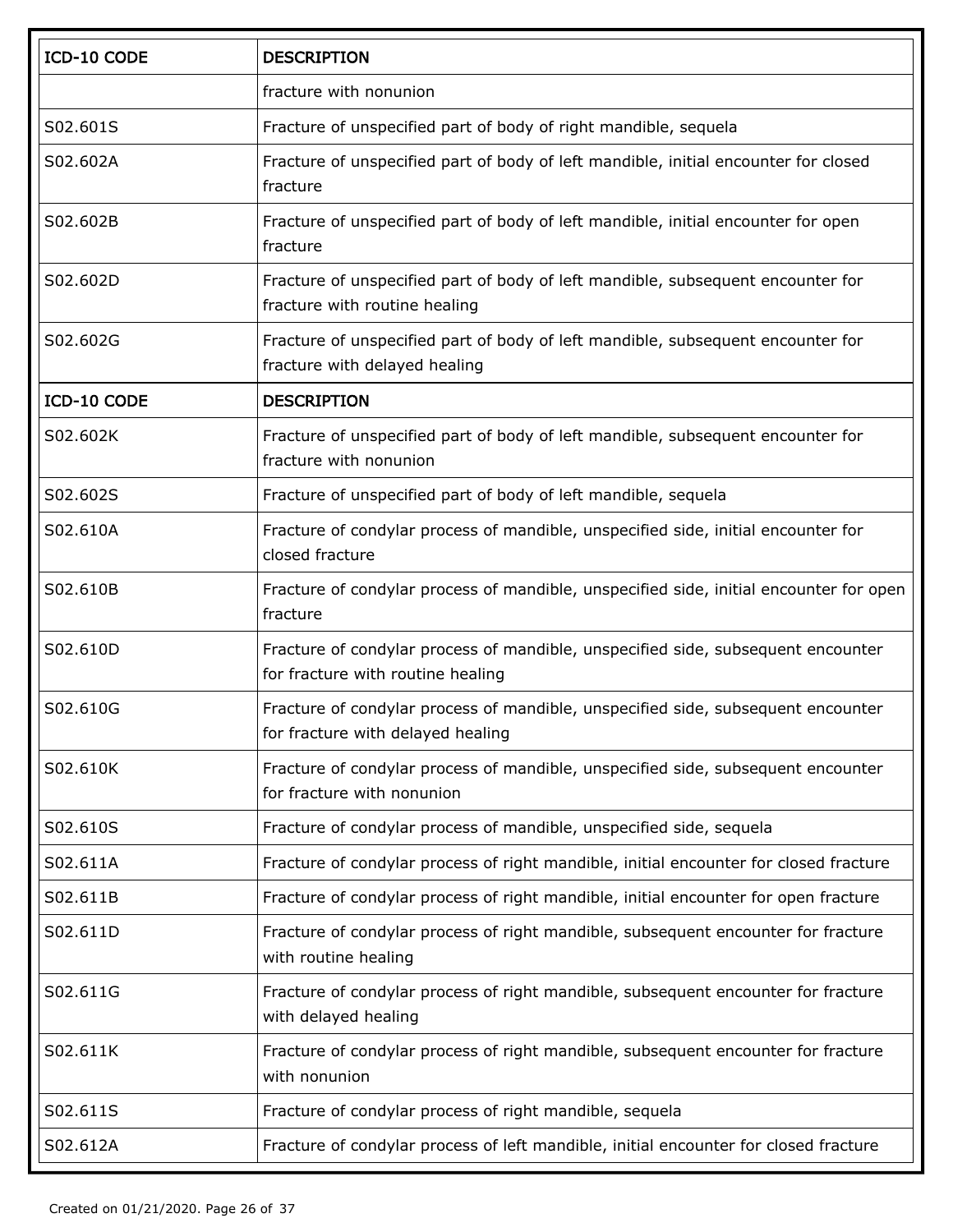| ICD-10 CODE | DESCRIPTION |
| --- | --- |
| | fracture with nonunion |
| S02.601S | Fracture of unspecified part of body of right mandible, sequela |
| S02.602A | Fracture of unspecified part of body of left mandible, initial encounter for closed fracture |
| S02.602B | Fracture of unspecified part of body of left mandible, initial encounter for open fracture |
| S02.602D | Fracture of unspecified part of body of left mandible, subsequent encounter for fracture with routine healing |
| S02.602G | Fracture of unspecified part of body of left mandible, subsequent encounter for fracture with delayed healing |
| S02.602K | Fracture of unspecified part of body of left mandible, subsequent encounter for fracture with nonunion |
| S02.602S | Fracture of unspecified part of body of left mandible, sequela |
| S02.610A | Fracture of condylar process of mandible, unspecified side, initial encounter for closed fracture |
| S02.610B | Fracture of condylar process of mandible, unspecified side, initial encounter for open fracture |
| S02.610D | Fracture of condylar process of mandible, unspecified side, subsequent encounter for fracture with routine healing |
| S02.610G | Fracture of condylar process of mandible, unspecified side, subsequent encounter for fracture with delayed healing |
| S02.610K | Fracture of condylar process of mandible, unspecified side, subsequent encounter for fracture with nonunion |
| S02.610S | Fracture of condylar process of mandible, unspecified side, sequela |
| S02.611A | Fracture of condylar process of right mandible, initial encounter for closed fracture |
| S02.611B | Fracture of condylar process of right mandible, initial encounter for open fracture |
| S02.611D | Fracture of condylar process of right mandible, subsequent encounter for fracture with routine healing |
| S02.611G | Fracture of condylar process of right mandible, subsequent encounter for fracture with delayed healing |
| S02.611K | Fracture of condylar process of right mandible, subsequent encounter for fracture with nonunion |
| S02.611S | Fracture of condylar process of right mandible, sequela |
| S02.612A | Fracture of condylar process of left mandible, initial encounter for closed fracture |

Created on 01/21/2020.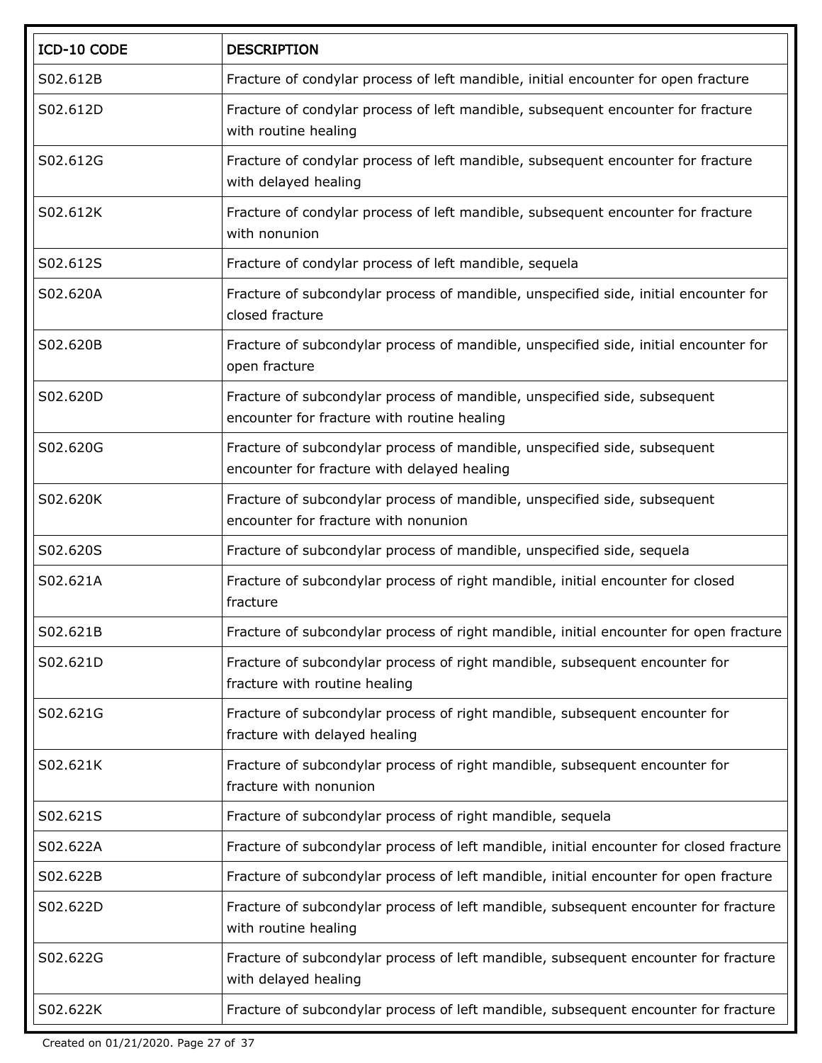| ICD-10 CODE | DESCRIPTION |
|---|---|
| S02.612B | Fracture of condylar process of left mandible, initial encounter for open fracture |
| S02.612D | Fracture of condylar process of left mandible, subsequent encounter for fracture with routine healing |
| S02.612G | Fracture of condylar process of left mandible, subsequent encounter for fracture with delayed healing |
| S02.612K | Fracture of condylar process of left mandible, subsequent encounter for fracture with nonunion |
| S02.612S | Fracture of condylar process of left mandible, sequela |
| S02.620A | Fracture of subcondylar process of mandible, unspecified side, initial encounter for closed fracture |
| S02.620B | Fracture of subcondylar process of mandible, unspecified side, initial encounter for open fracture |
| S02.620D | Fracture of subcondylar process of mandible, unspecified side, subsequent encounter for fracture with routine healing |
| S02.620G | Fracture of subcondylar process of mandible, unspecified side, subsequent encounter for fracture with delayed healing |
| S02.620K | Fracture of subcondylar process of mandible, unspecified side, subsequent encounter for fracture with nonunion |
| S02.620S | Fracture of subcondylar process of mandible, unspecified side, sequela |
| S02.621A | Fracture of subcondylar process of right mandible, initial encounter for closed fracture |
| S02.621B | Fracture of subcondylar process of right mandible, initial encounter for open fracture |
| S02.621D | Fracture of subcondylar process of right mandible, subsequent encounter for fracture with routine healing |
| S02.621G | Fracture of subcondylar process of right mandible, subsequent encounter for fracture with delayed healing |
| S02.621K | Fracture of subcondylar process of right mandible, subsequent encounter for fracture with nonunion |
| S02.621S | Fracture of subcondylar process of right mandible, sequela |
| S02.622A | Fracture of subcondylar process of left mandible, initial encounter for closed fracture |
| S02.622B | Fracture of subcondylar process of left mandible, initial encounter for open fracture |
| S02.622D | Fracture of subcondylar process of left mandible, subsequent encounter for fracture with routine healing |
| S02.622G | Fracture of subcondylar process of left mandible, subsequent encounter for fracture with delayed healing |
| S02.622K | Fracture of subcondylar process of left mandible, subsequent encounter for fracture |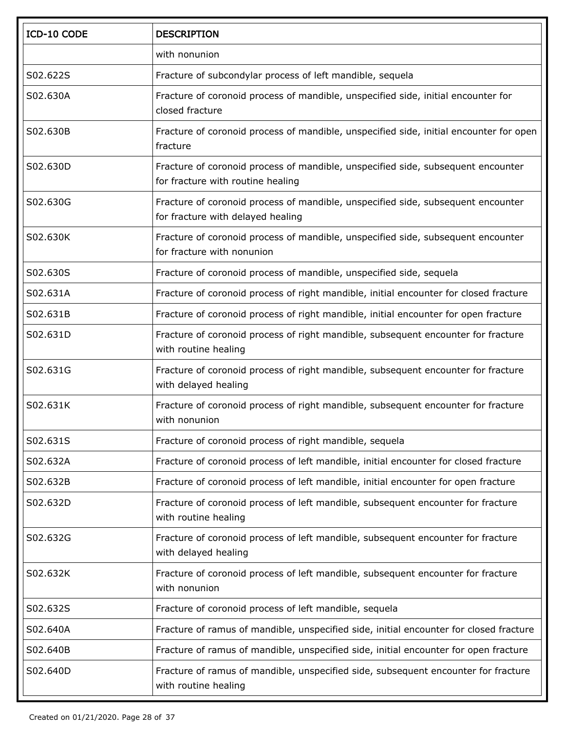| ICD-10 CODE | DESCRIPTION |
|---|---|
| | with nonunion |
| S02.622S | Fracture of subcondylar process of left mandible, sequela |
| S02.630A | Fracture of coronoid process of mandible, unspecified side, initial encounter for closed fracture |
| S02.630B | Fracture of coronoid process of mandible, unspecified side, initial encounter for open fracture |
| S02.630D | Fracture of coronoid process of mandible, unspecified side, subsequent encounter for fracture with routine healing |
| S02.630G | Fracture of coronoid process of mandible, unspecified side, subsequent encounter for fracture with delayed healing |
| S02.630K | Fracture of coronoid process of mandible, unspecified side, subsequent encounter for fracture with nonunion |
| S02.630S | Fracture of coronoid process of mandible, unspecified side, sequela |
| S02.631A | Fracture of coronoid process of right mandible, initial encounter for closed fracture |
| S02.631B | Fracture of coronoid process of right mandible, initial encounter for open fracture |
| S02.631D | Fracture of coronoid process of right mandible, subsequent encounter for fracture with routine healing |
| S02.631G | Fracture of coronoid process of right mandible, subsequent encounter for fracture with delayed healing |
| S02.631K | Fracture of coronoid process of right mandible, subsequent encounter for fracture with nonunion |
| S02.631S | Fracture of coronoid process of right mandible, sequela |
| S02.632A | Fracture of coronoid process of left mandible, initial encounter for closed fracture |
| S02.632B | Fracture of coronoid process of left mandible, initial encounter for open fracture |
| S02.632D | Fracture of coronoid process of left mandible, subsequent encounter for fracture with routine healing |
| S02.632G | Fracture of coronoid process of left mandible, subsequent encounter for fracture with delayed healing |
| S02.632K | Fracture of coronoid process of left mandible, subsequent encounter for fracture with nonunion |
| S02.632S | Fracture of coronoid process of left mandible, sequela |
| S02.640A | Fracture of ramus of mandible, unspecified side, initial encounter for closed fracture |
| S02.640B | Fracture of ramus of mandible, unspecified side, initial encounter for open fracture |
| S02.640D | Fracture of ramus of mandible, unspecified side, subsequent encounter for fracture with routine healing |

Created on 01/21/2020.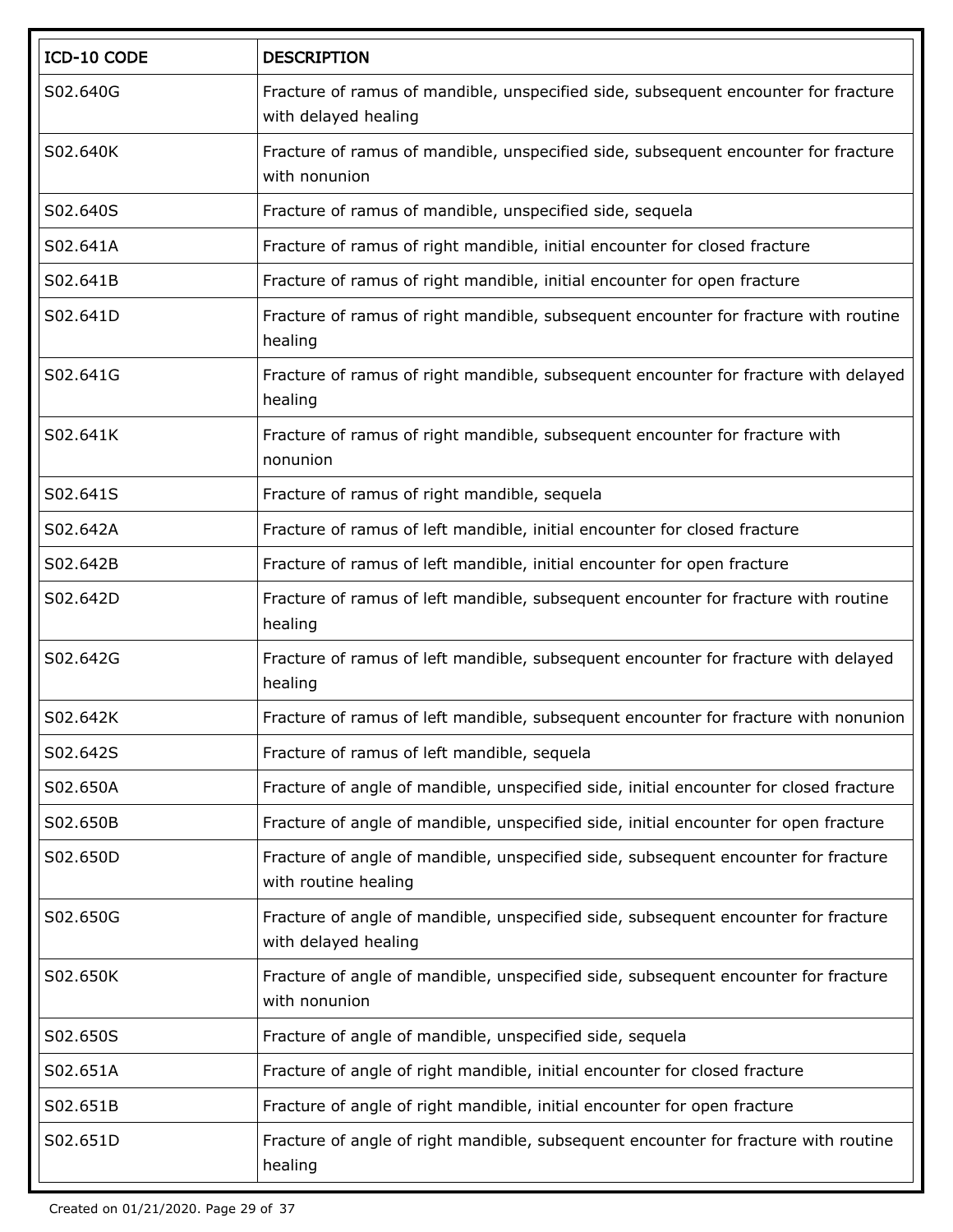| ICD-10 CODE | DESCRIPTION |
|---|---|
| S02.640G | Fracture of ramus of mandible, unspecified side, subsequent encounter for fracture with delayed healing |
| S02.640K | Fracture of ramus of mandible, unspecified side, subsequent encounter for fracture with nonunion |
| S02.640S | Fracture of ramus of mandible, unspecified side, sequela |
| S02.641A | Fracture of ramus of right mandible, initial encounter for closed fracture |
| S02.641B | Fracture of ramus of right mandible, initial encounter for open fracture |
| S02.641D | Fracture of ramus of right mandible, subsequent encounter for fracture with routine healing |
| S02.641G | Fracture of ramus of right mandible, subsequent encounter for fracture with delayed healing |
| S02.641K | Fracture of ramus of right mandible, subsequent encounter for fracture with nonunion |
| S02.641S | Fracture of ramus of right mandible, sequela |
| S02.642A | Fracture of ramus of left mandible, initial encounter for closed fracture |
| S02.642B | Fracture of ramus of left mandible, initial encounter for open fracture |
| S02.642D | Fracture of ramus of left mandible, subsequent encounter for fracture with routine healing |
| S02.642G | Fracture of ramus of left mandible, subsequent encounter for fracture with delayed healing |
| S02.642K | Fracture of ramus of left mandible, subsequent encounter for fracture with nonunion |
| S02.642S | Fracture of ramus of left mandible, sequela |
| S02.650A | Fracture of angle of mandible, unspecified side, initial encounter for closed fracture |
| S02.650B | Fracture of angle of mandible, unspecified side, initial encounter for open fracture |
| S02.650D | Fracture of angle of mandible, unspecified side, subsequent encounter for fracture with routine healing |
| S02.650G | Fracture of angle of mandible, unspecified side, subsequent encounter for fracture with delayed healing |
| S02.650K | Fracture of angle of mandible, unspecified side, subsequent encounter for fracture with nonunion |
| S02.650S | Fracture of angle of mandible, unspecified side, sequela |
| S02.651A | Fracture of angle of right mandible, initial encounter for closed fracture |
| S02.651B | Fracture of angle of right mandible, initial encounter for open fracture |
| S02.651D | Fracture of angle of right mandible, subsequent encounter for fracture with routine healing |

Created on 01/21/2020.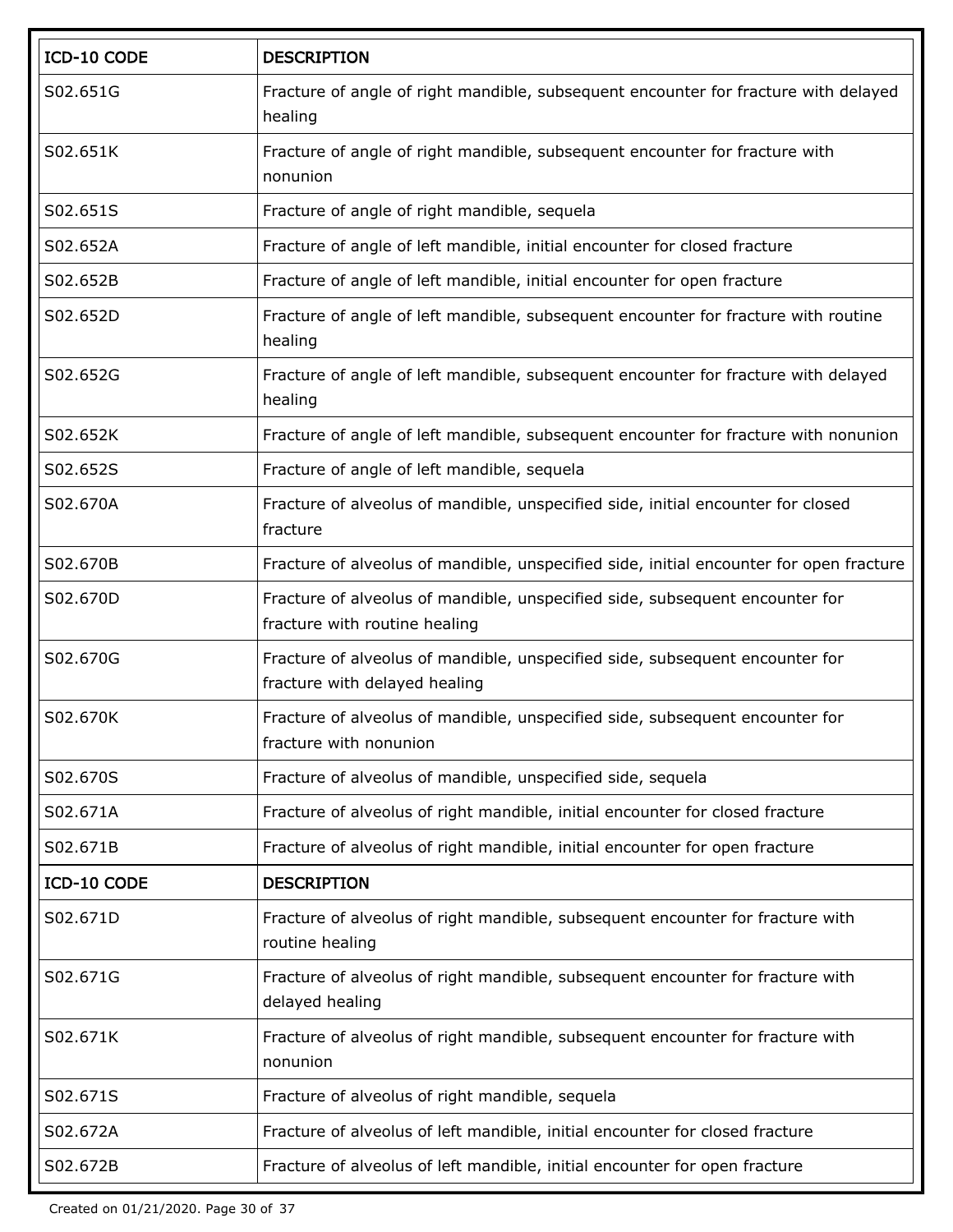| ICD-10 CODE | DESCRIPTION |
|---|---|
| S02.651G | Fracture of angle of right mandible, subsequent encounter for fracture with delayed healing |
| S02.651K | Fracture of angle of right mandible, subsequent encounter for fracture with nonunion |
| S02.651S | Fracture of angle of right mandible, sequela |
| S02.652A | Fracture of angle of left mandible, initial encounter for closed fracture |
| S02.652B | Fracture of angle of left mandible, initial encounter for open fracture |
| S02.652D | Fracture of angle of left mandible, subsequent encounter for fracture with routine healing |
| S02.652G | Fracture of angle of left mandible, subsequent encounter for fracture with delayed healing |
| S02.652K | Fracture of angle of left mandible, subsequent encounter for fracture with nonunion |
| S02.652S | Fracture of angle of left mandible, sequela |
| S02.670A | Fracture of alveolus of mandible, unspecified side, initial encounter for closed fracture |
| S02.670B | Fracture of alveolus of mandible, unspecified side, initial encounter for open fracture |
| S02.670D | Fracture of alveolus of mandible, unspecified side, subsequent encounter for fracture with routine healing |
| S02.670G | Fracture of alveolus of mandible, unspecified side, subsequent encounter for fracture with delayed healing |
| S02.670K | Fracture of alveolus of mandible, unspecified side, subsequent encounter for fracture with nonunion |
| S02.670S | Fracture of alveolus of mandible, unspecified side, sequela |
| S02.671A | Fracture of alveolus of right mandible, initial encounter for closed fracture |
| S02.671B | Fracture of alveolus of right mandible, initial encounter for open fracture |
| S02.671D | Fracture of alveolus of right mandible, subsequent encounter for fracture with routine healing |
| S02.671G | Fracture of alveolus of right mandible, subsequent encounter for fracture with delayed healing |
| S02.671K | Fracture of alveolus of right mandible, subsequent encounter for fracture with nonunion |
| S02.671S | Fracture of alveolus of right mandible, sequela |
| S02.672A | Fracture of alveolus of left mandible, initial encounter for closed fracture |
| S02.672B | Fracture of alveolus of left mandible, initial encounter for open fracture |

Created on 01/21/2020.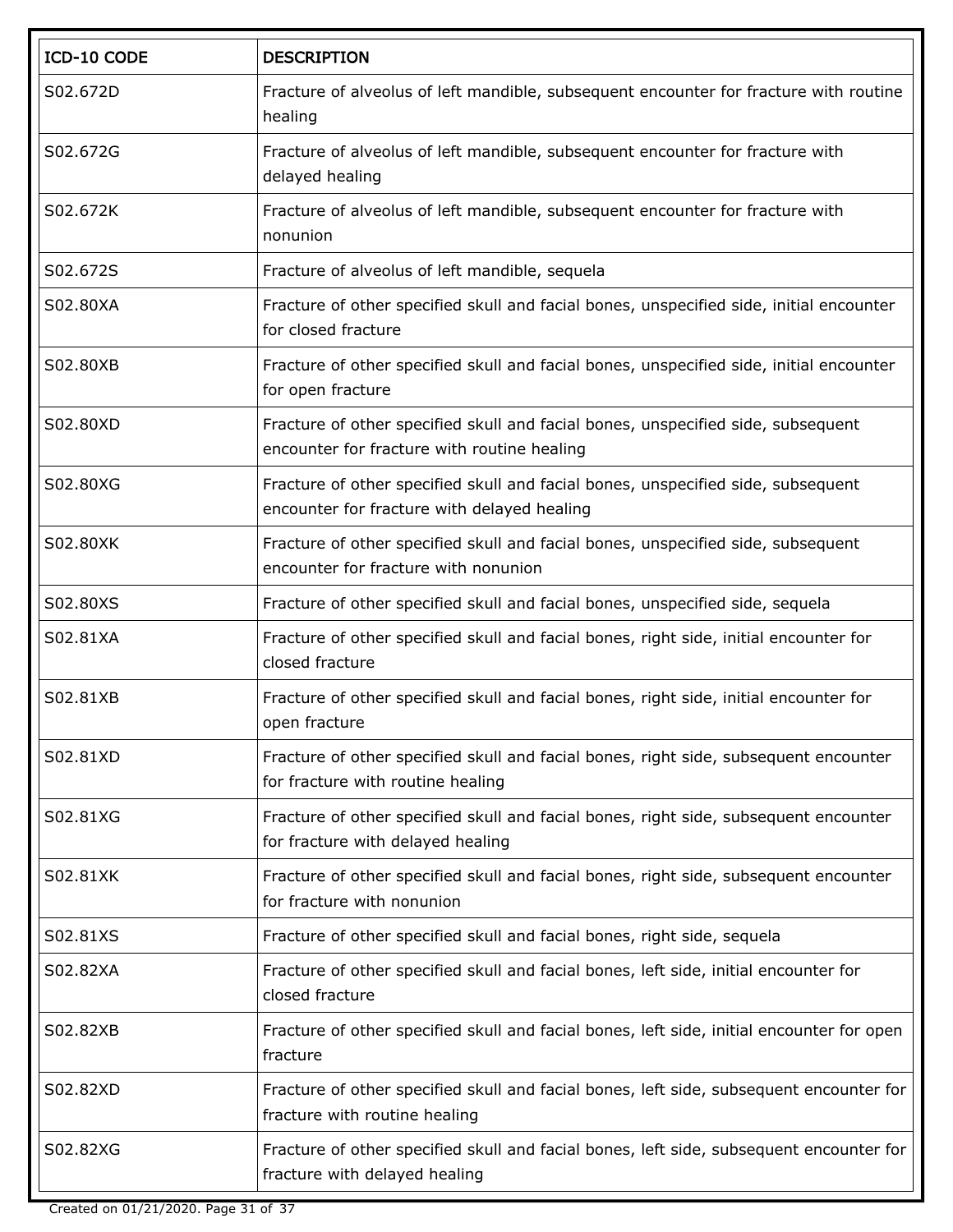| ICD-10 CODE | DESCRIPTION |
| --- | --- |
| S02.672D | Fracture of alveolus of left mandible, subsequent encounter for fracture with routine healing |
| S02.672G | Fracture of alveolus of left mandible, subsequent encounter for fracture with delayed healing |
| S02.672K | Fracture of alveolus of left mandible, subsequent encounter for fracture with nonunion |
| S02.672S | Fracture of alveolus of left mandible, sequela |
| S02.80XA | Fracture of other specified skull and facial bones, unspecified side, initial encounter for closed fracture |
| S02.80XB | Fracture of other specified skull and facial bones, unspecified side, initial encounter for open fracture |
| S02.80XD | Fracture of other specified skull and facial bones, unspecified side, subsequent encounter for fracture with routine healing |
| S02.80XG | Fracture of other specified skull and facial bones, unspecified side, subsequent encounter for fracture with delayed healing |
| S02.80XK | Fracture of other specified skull and facial bones, unspecified side, subsequent encounter for fracture with nonunion |
| S02.80XS | Fracture of other specified skull and facial bones, unspecified side, sequela |
| S02.81XA | Fracture of other specified skull and facial bones, right side, initial encounter for closed fracture |
| S02.81XB | Fracture of other specified skull and facial bones, right side, initial encounter for open fracture |
| S02.81XD | Fracture of other specified skull and facial bones, right side, subsequent encounter for fracture with routine healing |
| S02.81XG | Fracture of other specified skull and facial bones, right side, subsequent encounter for fracture with delayed healing |
| S02.81XK | Fracture of other specified skull and facial bones, right side, subsequent encounter for fracture with nonunion |
| S02.81XS | Fracture of other specified skull and facial bones, right side, sequela |
| S02.82XA | Fracture of other specified skull and facial bones, left side, initial encounter for closed fracture |
| S02.82XB | Fracture of other specified skull and facial bones, left side, initial encounter for open fracture |
| S02.82XD | Fracture of other specified skull and facial bones, left side, subsequent encounter for fracture with routine healing |
| S02.82XG | Fracture of other specified skull and facial bones, left side, subsequent encounter for fracture with delayed healing |

Created on 01/21/2020.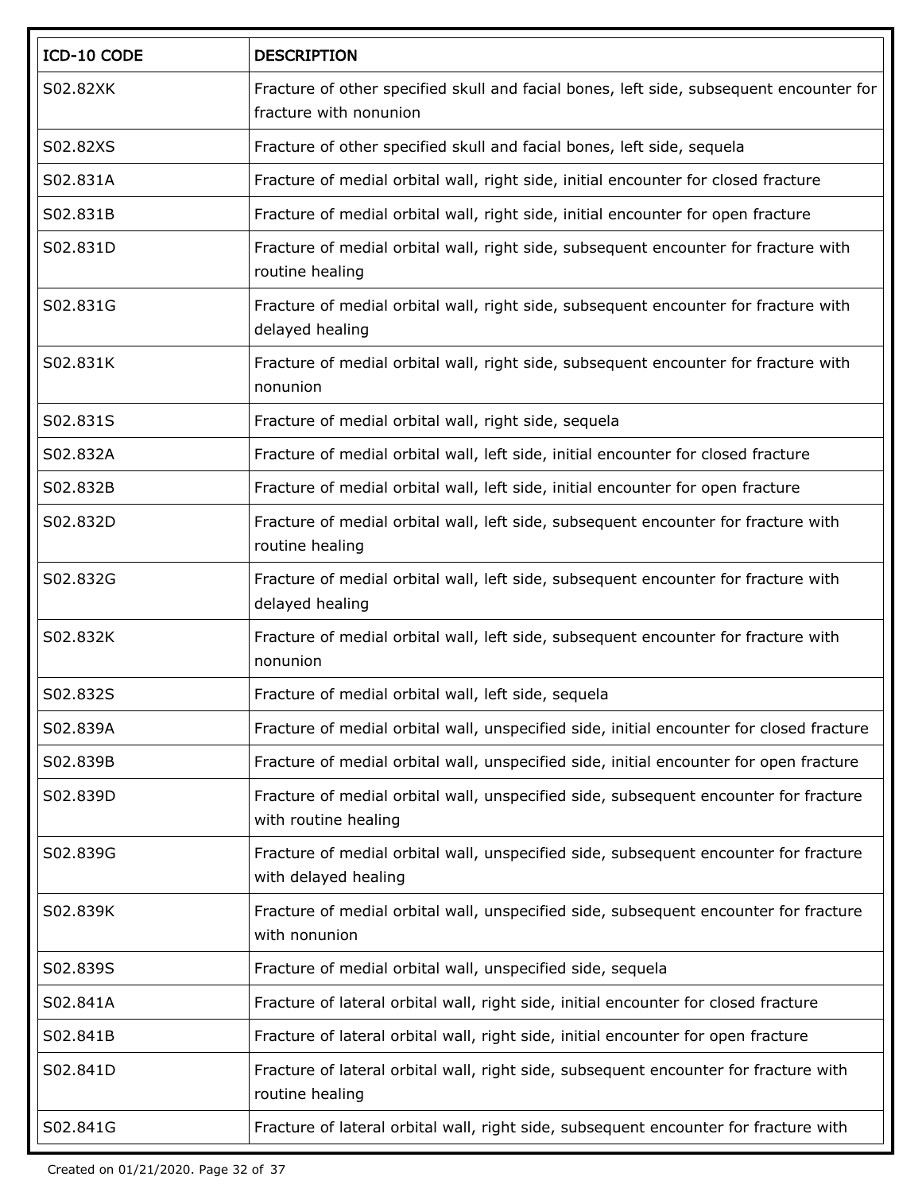| ICD-10 CODE | DESCRIPTION |
| --- | --- |
| S02.82XK | Fracture of other specified skull and facial bones, left side, subsequent encounter for fracture with nonunion |
| S02.82XS | Fracture of other specified skull and facial bones, left side, sequela |
| S02.831A | Fracture of medial orbital wall, right side, initial encounter for closed fracture |
| S02.831B | Fracture of medial orbital wall, right side, initial encounter for open fracture |
| S02.831D | Fracture of medial orbital wall, right side, subsequent encounter for fracture with routine healing |
| S02.831G | Fracture of medial orbital wall, right side, subsequent encounter for fracture with delayed healing |
| S02.831K | Fracture of medial orbital wall, right side, subsequent encounter for fracture with nonunion |
| S02.831S | Fracture of medial orbital wall, right side, sequela |
| S02.832A | Fracture of medial orbital wall, left side, initial encounter for closed fracture |
| S02.832B | Fracture of medial orbital wall, left side, initial encounter for open fracture |
| S02.832D | Fracture of medial orbital wall, left side, subsequent encounter for fracture with routine healing |
| S02.832G | Fracture of medial orbital wall, left side, subsequent encounter for fracture with delayed healing |
| S02.832K | Fracture of medial orbital wall, left side, subsequent encounter for fracture with nonunion |
| S02.832S | Fracture of medial orbital wall, left side, sequela |
| S02.839A | Fracture of medial orbital wall, unspecified side, initial encounter for closed fracture |
| S02.839B | Fracture of medial orbital wall, unspecified side, initial encounter for open fracture |
| S02.839D | Fracture of medial orbital wall, unspecified side, subsequent encounter for fracture with routine healing |
| S02.839G | Fracture of medial orbital wall, unspecified side, subsequent encounter for fracture with delayed healing |
| S02.839K | Fracture of medial orbital wall, unspecified side, subsequent encounter for fracture with nonunion |
| S02.839S | Fracture of medial orbital wall, unspecified side, sequela |
| S02.841A | Fracture of lateral orbital wall, right side, initial encounter for closed fracture |
| S02.841B | Fracture of lateral orbital wall, right side, initial encounter for open fracture |
| S02.841D | Fracture of lateral orbital wall, right side, subsequent encounter for fracture with routine healing |
| S02.841G | Fracture of lateral orbital wall, right side, subsequent encounter for fracture with |

Created on 01/21/2020.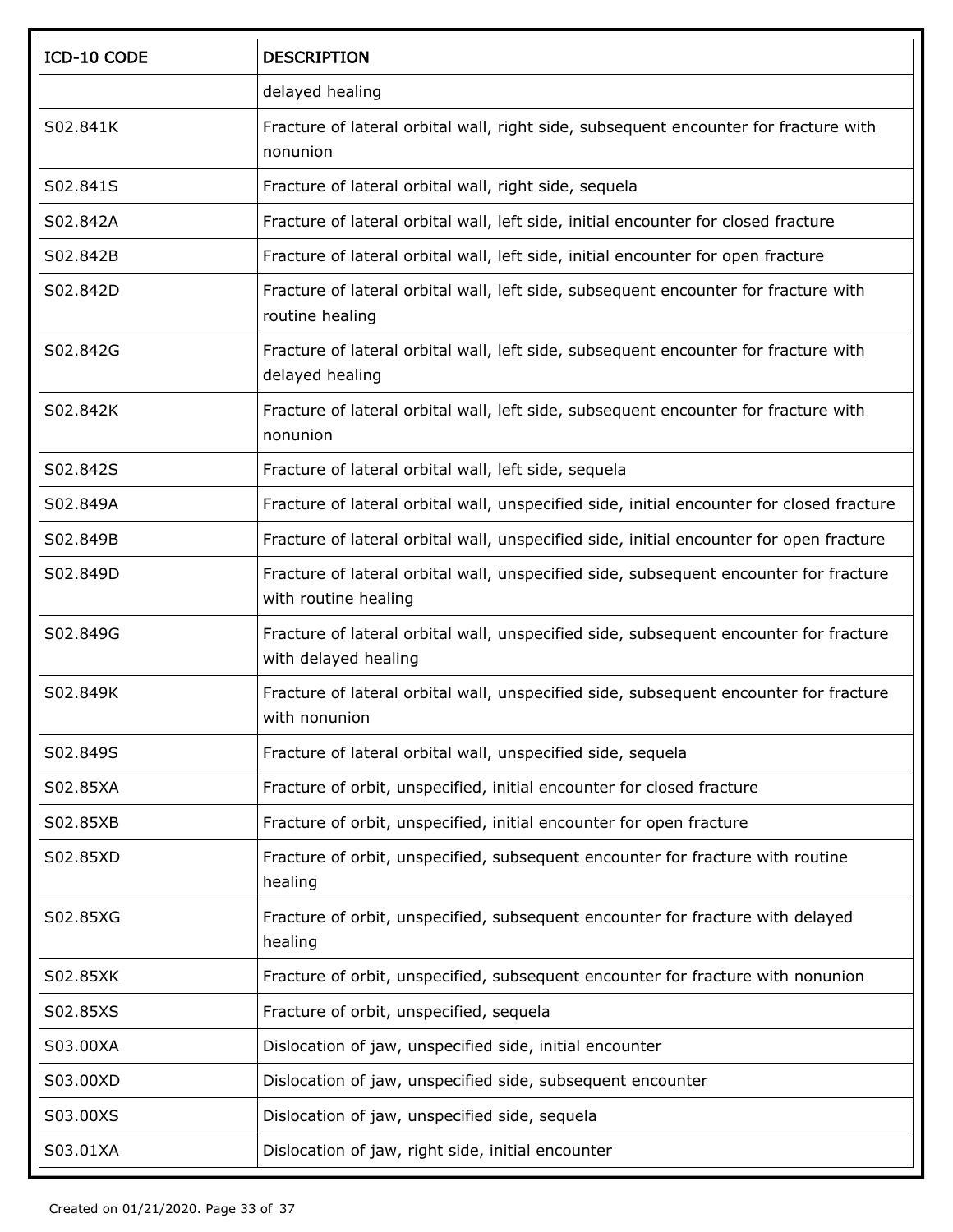| ICD-10 CODE | DESCRIPTION |
|---|---|
| | delayed healing |
| S02.841K | Fracture of lateral orbital wall, right side, subsequent encounter for fracture with nonunion |
| S02.841S | Fracture of lateral orbital wall, right side, sequela |
| S02.842A | Fracture of lateral orbital wall, left side, initial encounter for closed fracture |
| S02.842B | Fracture of lateral orbital wall, left side, initial encounter for open fracture |
| S02.842D | Fracture of lateral orbital wall, left side, subsequent encounter for fracture with routine healing |
| S02.842G | Fracture of lateral orbital wall, left side, subsequent encounter for fracture with delayed healing |
| S02.842K | Fracture of lateral orbital wall, left side, subsequent encounter for fracture with nonunion |
| S02.842S | Fracture of lateral orbital wall, left side, sequela |
| S02.849A | Fracture of lateral orbital wall, unspecified side, initial encounter for closed fracture |
| S02.849B | Fracture of lateral orbital wall, unspecified side, initial encounter for open fracture |
| S02.849D | Fracture of lateral orbital wall, unspecified side, subsequent encounter for fracture with routine healing |
| S02.849G | Fracture of lateral orbital wall, unspecified side, subsequent encounter for fracture with delayed healing |
| S02.849K | Fracture of lateral orbital wall, unspecified side, subsequent encounter for fracture with nonunion |
| S02.849S | Fracture of lateral orbital wall, unspecified side, sequela |
| S02.85XA | Fracture of orbit, unspecified, initial encounter for closed fracture |
| S02.85XB | Fracture of orbit, unspecified, initial encounter for open fracture |
| S02.85XD | Fracture of orbit, unspecified, subsequent encounter for fracture with routine healing |
| S02.85XG | Fracture of orbit, unspecified, subsequent encounter for fracture with delayed healing |
| S02.85XK | Fracture of orbit, unspecified, subsequent encounter for fracture with nonunion |
| S02.85XS | Fracture of orbit, unspecified, sequela |
| S03.00XA | Dislocation of jaw, unspecified side, initial encounter |
| S03.00XD | Dislocation of jaw, unspecified side, subsequent encounter |
| S03.00XS | Dislocation of jaw, unspecified side, sequela |
| S03.01XA | Dislocation of jaw, right side, initial encounter |

Created on 01/21/2020.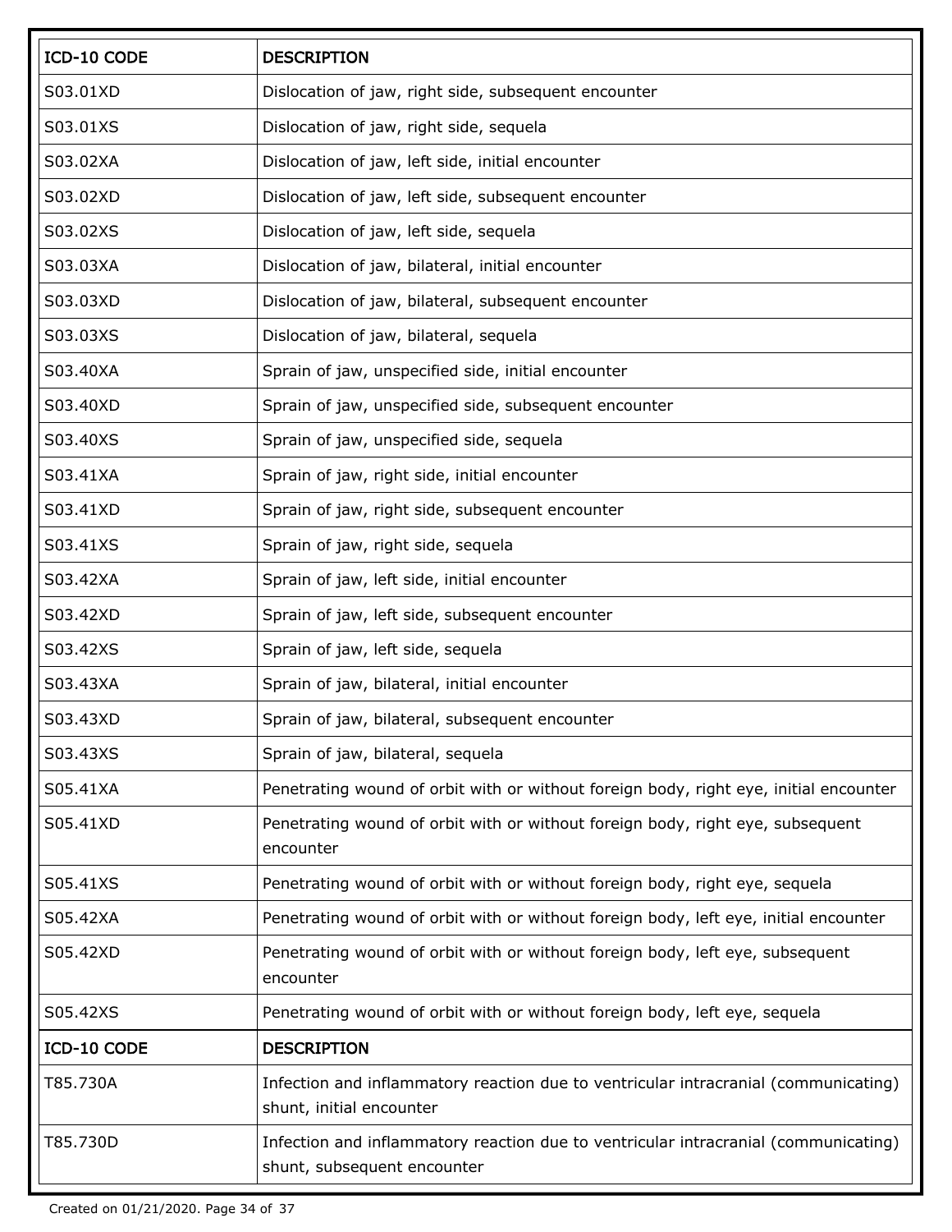| ICD-10 CODE | DESCRIPTION |
|---|---|
| S03.01XD | Dislocation of jaw, right side, subsequent encounter |
| S03.01XS | Dislocation of jaw, right side, sequela |
| S03.02XA | Dislocation of jaw, left side, initial encounter |
| S03.02XD | Dislocation of jaw, left side, subsequent encounter |
| S03.02XS | Dislocation of jaw, left side, sequela |
| S03.03XA | Dislocation of jaw, bilateral, initial encounter |
| S03.03XD | Dislocation of jaw, bilateral, subsequent encounter |
| S03.03XS | Dislocation of jaw, bilateral, sequela |
| S03.40XA | Sprain of jaw, unspecified side, initial encounter |
| S03.40XD | Sprain of jaw, unspecified side, subsequent encounter |
| S03.40XS | Sprain of jaw, unspecified side, sequela |
| S03.41XA | Sprain of jaw, right side, initial encounter |
| S03.41XD | Sprain of jaw, right side, subsequent encounter |
| S03.41XS | Sprain of jaw, right side, sequela |
| S03.42XA | Sprain of jaw, left side, initial encounter |
| S03.42XD | Sprain of jaw, left side, subsequent encounter |
| S03.42XS | Sprain of jaw, left side, sequela |
| S03.43XA | Sprain of jaw, bilateral, initial encounter |
| S03.43XD | Sprain of jaw, bilateral, subsequent encounter |
| S03.43XS | Sprain of jaw, bilateral, sequela |
| S05.41XA | Penetrating wound of orbit with or without foreign body, right eye, initial encounter |
| S05.41XD | Penetrating wound of orbit with or without foreign body, right eye, subsequent encounter |
| S05.41XS | Penetrating wound of orbit with or without foreign body, right eye, sequela |
| S05.42XA | Penetrating wound of orbit with or without foreign body, left eye, initial encounter |
| S05.42XD | Penetrating wound of orbit with or without foreign body, left eye, subsequent encounter |
| S05.42XS | Penetrating wound of orbit with or without foreign body, left eye, sequela |

| ICD-10 CODE | DESCRIPTION |
|---|---|
| T85.730A | Infection and inflammatory reaction due to ventricular intracranial (communicating) shunt, initial encounter |
| T85.730D | Infection and inflammatory reaction due to ventricular intracranial (communicating) shunt, subsequent encounter |

Created on 01/21/2020.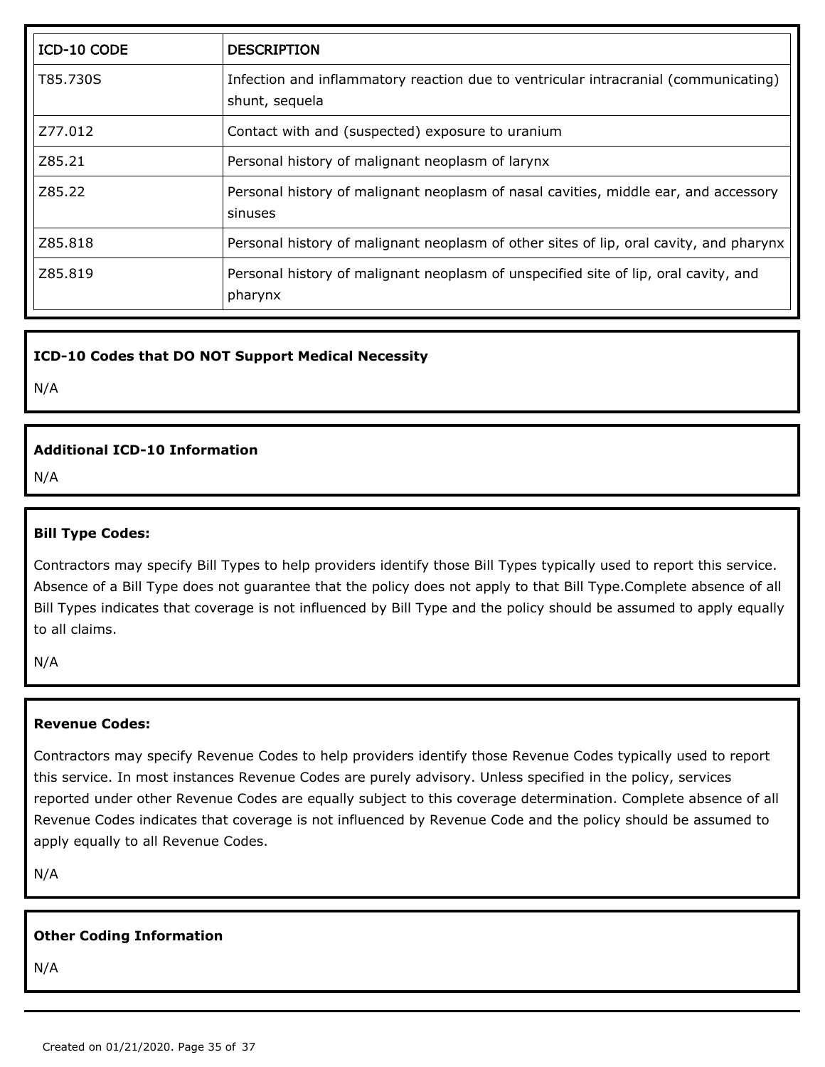| ICD-10 CODE | DESCRIPTION |
| --- | --- |
| T85.730S | Infection and inflammatory reaction due to ventricular intracranial (communicating) shunt, sequela |
| Z77.012 | Contact with and (suspected) exposure to uranium |
| Z85.21 | Personal history of malignant neoplasm of larynx |
| Z85.22 | Personal history of malignant neoplasm of nasal cavities, middle ear, and accessory sinuses |
| Z85.818 | Personal history of malignant neoplasm of other sites of lip, oral cavity, and pharynx |
| Z85.819 | Personal history of malignant neoplasm of unspecified site of lip, oral cavity, and pharynx |

**ICD-10 Codes that DO NOT Support Medical Necessity**

N/A

**Additional ICD-10 Information**

N/A

**Bill Type Codes:**

Contractors may specify Bill Types to help providers identify those Bill Types typically used to report this service. Absence of a Bill Type does not guarantee that the policy does not apply to that Bill Type.Complete absence of all Bill Types indicates that coverage is not influenced by Bill Type and the policy should be assumed to apply equally to all claims.

N/A

**Revenue Codes:**

Contractors may specify Revenue Codes to help providers identify those Revenue Codes typically used to report this service. In most instances Revenue Codes are purely advisory. Unless specified in the policy, services reported under other Revenue Codes are equally subject to this coverage determination. Complete absence of all Revenue Codes indicates that coverage is not influenced by Revenue Code and the policy should be assumed to apply equally to all Revenue Codes.

N/A

**Other Coding Information**

N/A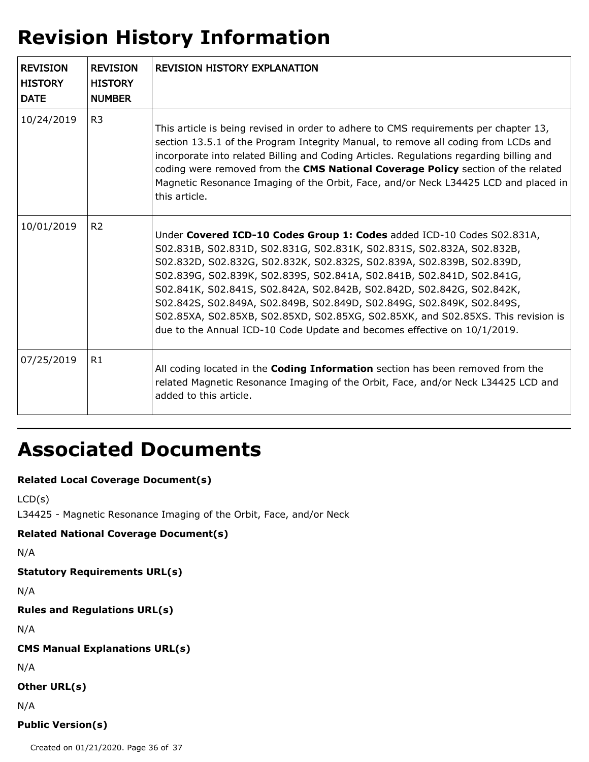# Revision History Information

| REVISION HISTORY DATE | REVISION HISTORY NUMBER | REVISION HISTORY EXPLANATION |
|---|---|---|
| 10/24/2019 | R3 | This article is being revised in order to adhere to CMS requirements per chapter 13, section 13.5.1 of the Program Integrity Manual, to remove all coding from LCDs and incorporate into related Billing and Coding Articles. Regulations regarding billing and coding were removed from the **CMS National Coverage Policy** section of the related Magnetic Resonance Imaging of the Orbit, Face, and/or Neck L34425 LCD and placed in this article. |
| 10/01/2019 | R2 | Under **Covered ICD-10 Codes Group 1: Codes** added ICD-10 Codes S02.831A, S02.831B, S02.831D, S02.831G, S02.831K, S02.831S, S02.832A, S02.832B, S02.832D, S02.832G, S02.832K, S02.832S, S02.839A, S02.839B, S02.839D, S02.839G, S02.839K, S02.839S, S02.841A, S02.841B, S02.841D, S02.841G, S02.841K, S02.841S, S02.842A, S02.842B, S02.842D, S02.842G, S02.842K, S02.842S, S02.849A, S02.849B, S02.849D, S02.849G, S02.849K, S02.849S, S02.85XA, S02.85XB, S02.85XD, S02.85XG, S02.85XK, and S02.85XS. This revision is due to the Annual ICD-10 Code Update and becomes effective on 10/1/2019. |
| 07/25/2019 | R1 | All coding located in the **Coding Information** section has been removed from the related Magnetic Resonance Imaging of the Orbit, Face, and/or Neck L34425 LCD and added to this article. |

# Associated Documents

**Related Local Coverage Document(s)**

LCD(s)
L34425 - Magnetic Resonance Imaging of the Orbit, Face, and/or Neck

**Related National Coverage Document(s)**

N/A

**Statutory Requirements URL(s)**

N/A

**Rules and Regulations URL(s)**

N/A

**CMS Manual Explanations URL(s)**

N/A

**Other URL(s)**

N/A

**Public Version(s)**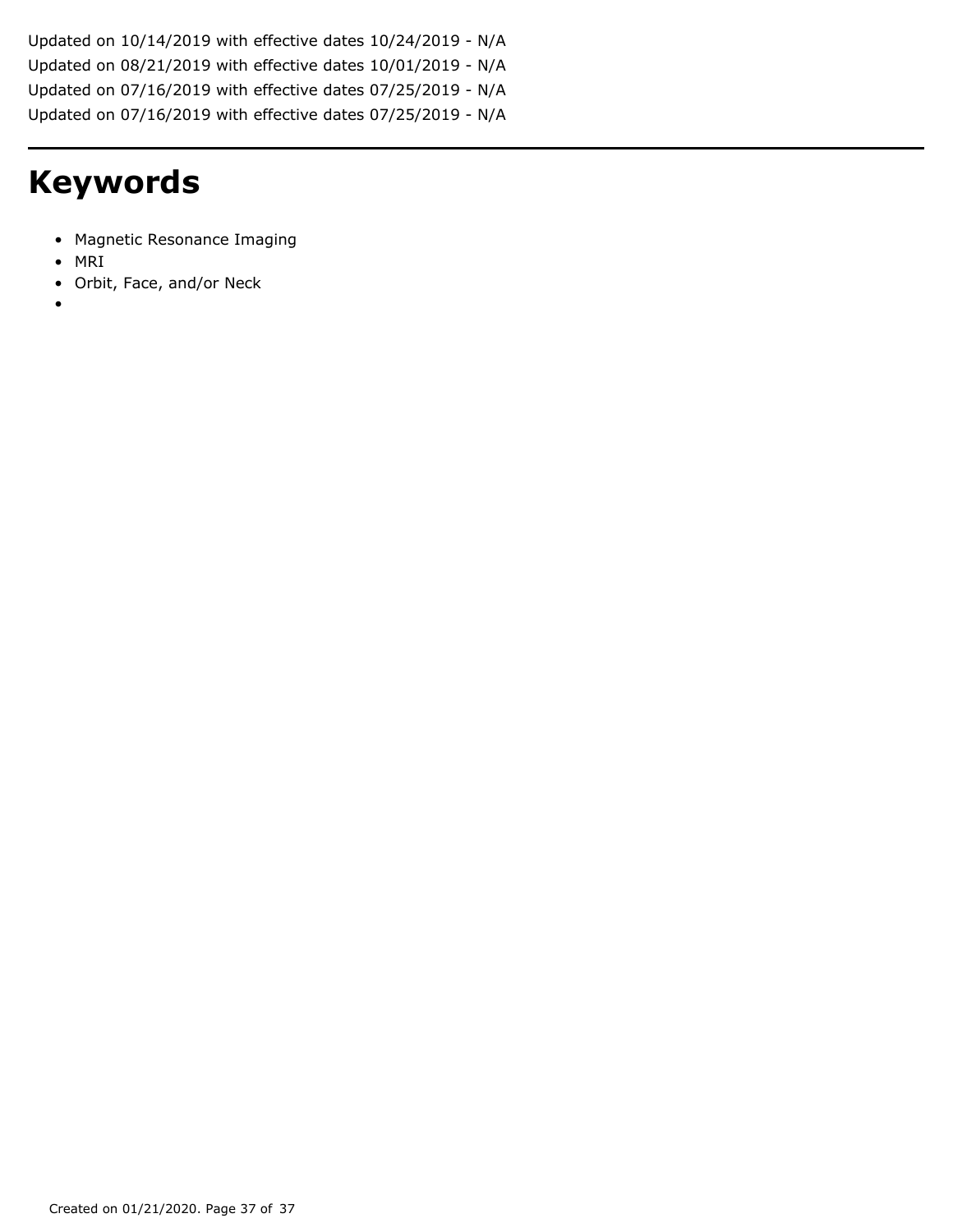Updated on 10/14/2019 with effective dates 10/24/2019 - N/A
Updated on 08/21/2019 with effective dates 10/01/2019 - N/A
Updated on 07/16/2019 with effective dates 07/25/2019 - N/A
Updated on 07/16/2019 with effective dates 07/25/2019 - N/A

---

# Keywords

- Magnetic Resonance Imaging
- MRI
- Orbit, Face, and/or Neck